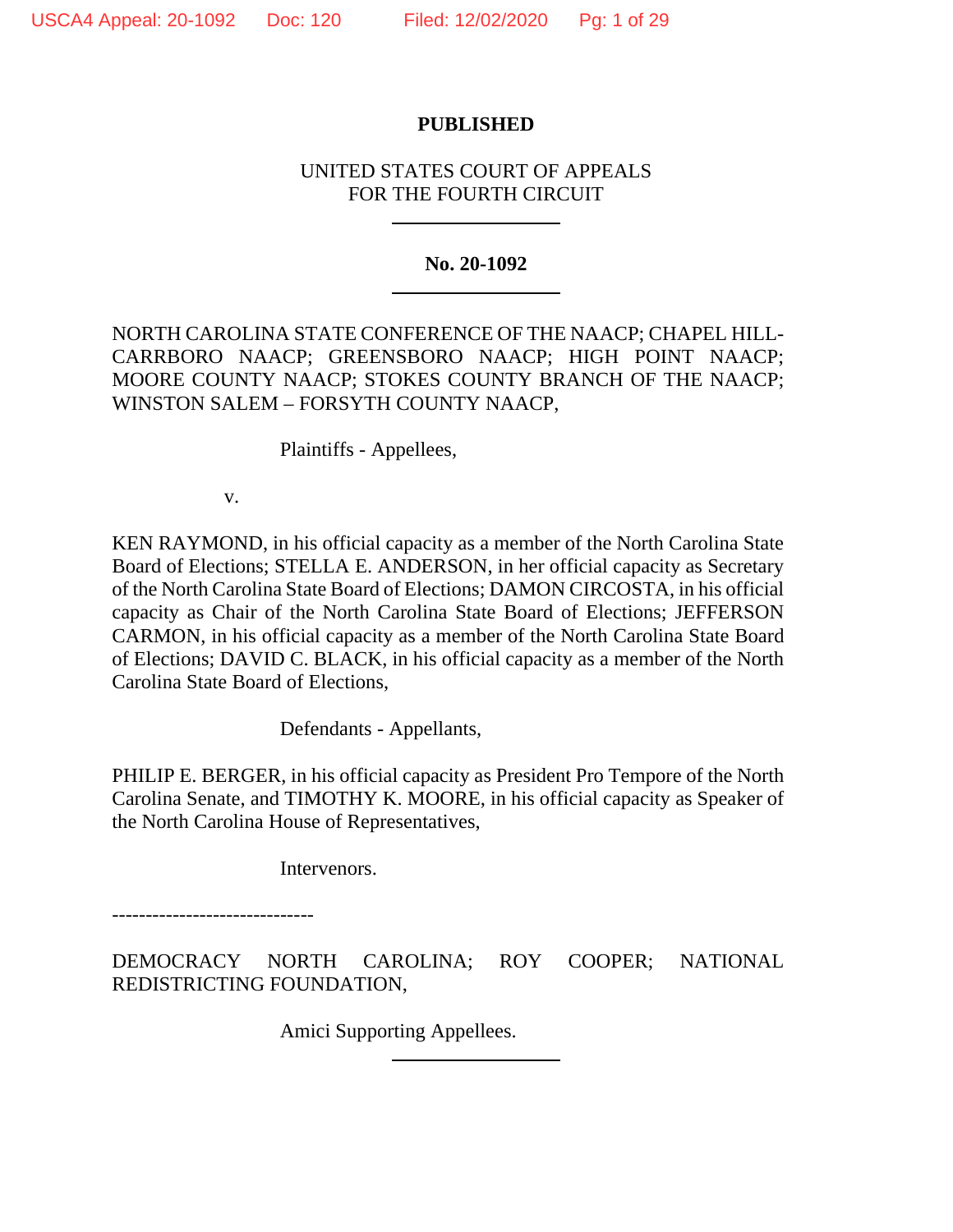**PUBLISHED**

UNITED STATES COURT OF APPEALS
FOR THE FOURTH CIRCUIT

---

**No. 20-1092**

---

NORTH CAROLINA STATE CONFERENCE OF THE NAACP; CHAPEL HILL-CARRBORO NAACP; GREENSBORO NAACP; HIGH POINT NAACP; MOORE COUNTY NAACP; STOKES COUNTY BRANCH OF THE NAACP; WINSTON SALEM – FORSYTH COUNTY NAACP,

Plaintiffs - Appellees,

v.

KEN RAYMOND, in his official capacity as a member of the North Carolina State Board of Elections; STELLA E. ANDERSON, in her official capacity as Secretary of the North Carolina State Board of Elections; DAMON CIRCOSTA, in his official capacity as Chair of the North Carolina State Board of Elections; JEFFERSON CARMON, in his official capacity as a member of the North Carolina State Board of Elections; DAVID C. BLACK, in his official capacity as a member of the North Carolina State Board of Elections,

Defendants - Appellants,

PHILIP E. BERGER, in his official capacity as President Pro Tempore of the North Carolina Senate, and TIMOTHY K. MOORE, in his official capacity as Speaker of the North Carolina House of Representatives,

Intervenors.

------------------------------

DEMOCRACY NORTH CAROLINA; ROY COOPER; NATIONAL REDISTRICTING FOUNDATION,

Amici Supporting Appellees.

---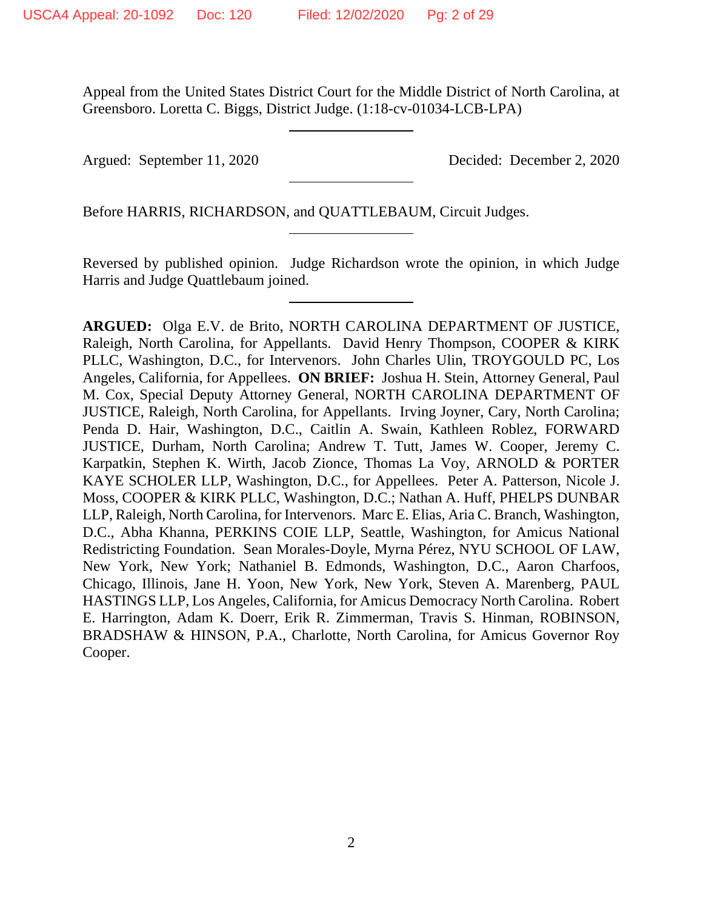Appeal from the United States District Court for the Middle District of North Carolina, at Greensboro. Loretta C. Biggs, District Judge. (1:18-cv-01034-LCB-LPA)

---

Argued: September 11, 2020 Decided: December 2, 2020

---

Before HARRIS, RICHARDSON, and QUATTLEBAUM, Circuit Judges.

---

Reversed by published opinion. Judge Richardson wrote the opinion, in which Judge Harris and Judge Quattlebaum joined.

---

**ARGUED:** Olga E.V. de Brito, NORTH CAROLINA DEPARTMENT OF JUSTICE, Raleigh, North Carolina, for Appellants. David Henry Thompson, COOPER & KIRK PLLC, Washington, D.C., for Intervenors. John Charles Ulin, TROYGOULD PC, Los Angeles, California, for Appellees. **ON BRIEF:** Joshua H. Stein, Attorney General, Paul M. Cox, Special Deputy Attorney General, NORTH CAROLINA DEPARTMENT OF JUSTICE, Raleigh, North Carolina, for Appellants. Irving Joyner, Cary, North Carolina; Penda D. Hair, Washington, D.C., Caitlin A. Swain, Kathleen Roblez, FORWARD JUSTICE, Durham, North Carolina; Andrew T. Tutt, James W. Cooper, Jeremy C. Karpatkin, Stephen K. Wirth, Jacob Zionce, Thomas La Voy, ARNOLD & PORTER KAYE SCHOLER LLP, Washington, D.C., for Appellees. Peter A. Patterson, Nicole J. Moss, COOPER & KIRK PLLC, Washington, D.C.; Nathan A. Huff, PHELPS DUNBAR LLP, Raleigh, North Carolina, for Intervenors. Marc E. Elias, Aria C. Branch, Washington, D.C., Abha Khanna, PERKINS COIE LLP, Seattle, Washington, for Amicus National Redistricting Foundation. Sean Morales-Doyle, Myrna Pérez, NYU SCHOOL OF LAW, New York, New York; Nathaniel B. Edmonds, Washington, D.C., Aaron Charfoos, Chicago, Illinois, Jane H. Yoon, New York, New York, Steven A. Marenberg, PAUL HASTINGS LLP, Los Angeles, California, for Amicus Democracy North Carolina. Robert E. Harrington, Adam K. Doerr, Erik R. Zimmerman, Travis S. Hinman, ROBINSON, BRADSHAW & HINSON, P.A., Charlotte, North Carolina, for Amicus Governor Roy Cooper.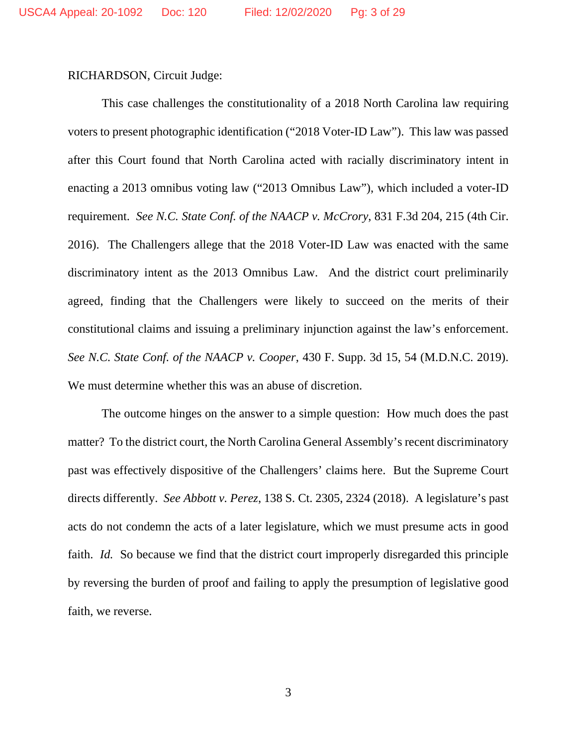RICHARDSON, Circuit Judge:

This case challenges the constitutionality of a 2018 North Carolina law requiring voters to present photographic identification ("2018 Voter-ID Law"). This law was passed after this Court found that North Carolina acted with racially discriminatory intent in enacting a 2013 omnibus voting law ("2013 Omnibus Law"), which included a voter-ID requirement. *See N.C. State Conf. of the NAACP v. McCrory*, 831 F.3d 204, 215 (4th Cir. 2016). The Challengers allege that the 2018 Voter-ID Law was enacted with the same discriminatory intent as the 2013 Omnibus Law. And the district court preliminarily agreed, finding that the Challengers were likely to succeed on the merits of their constitutional claims and issuing a preliminary injunction against the law's enforcement. *See N.C. State Conf. of the NAACP v. Cooper*, 430 F. Supp. 3d 15, 54 (M.D.N.C. 2019). We must determine whether this was an abuse of discretion.

The outcome hinges on the answer to a simple question: How much does the past matter? To the district court, the North Carolina General Assembly's recent discriminatory past was effectively dispositive of the Challengers' claims here. But the Supreme Court directs differently. *See Abbott v. Perez*, 138 S. Ct. 2305, 2324 (2018). A legislature's past acts do not condemn the acts of a later legislature, which we must presume acts in good faith. *Id.* So because we find that the district court improperly disregarded this principle by reversing the burden of proof and failing to apply the presumption of legislative good faith, we reverse.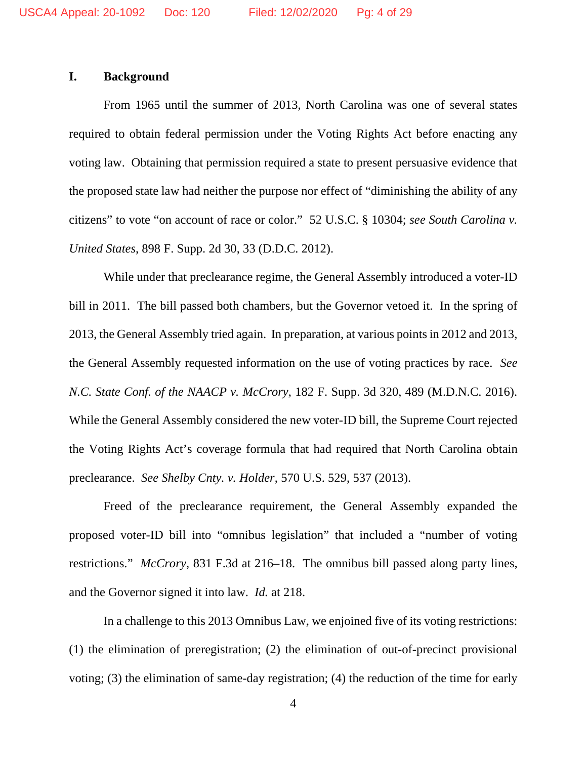## I. Background

From 1965 until the summer of 2013, North Carolina was one of several states required to obtain federal permission under the Voting Rights Act before enacting any voting law. Obtaining that permission required a state to present persuasive evidence that the proposed state law had neither the purpose nor effect of "diminishing the ability of any citizens" to vote "on account of race or color." 52 U.S.C. § 10304; *see South Carolina v. United States*, 898 F. Supp. 2d 30, 33 (D.D.C. 2012).

While under that preclearance regime, the General Assembly introduced a voter-ID bill in 2011. The bill passed both chambers, but the Governor vetoed it. In the spring of 2013, the General Assembly tried again. In preparation, at various points in 2012 and 2013, the General Assembly requested information on the use of voting practices by race. *See N.C. State Conf. of the NAACP v. McCrory*, 182 F. Supp. 3d 320, 489 (M.D.N.C. 2016). While the General Assembly considered the new voter-ID bill, the Supreme Court rejected the Voting Rights Act's coverage formula that had required that North Carolina obtain preclearance. *See Shelby Cnty. v. Holder*, 570 U.S. 529, 537 (2013).

Freed of the preclearance requirement, the General Assembly expanded the proposed voter-ID bill into "omnibus legislation" that included a "number of voting restrictions." *McCrory*, 831 F.3d at 216–18. The omnibus bill passed along party lines, and the Governor signed it into law. *Id.* at 218.

In a challenge to this 2013 Omnibus Law, we enjoined five of its voting restrictions: (1) the elimination of preregistration; (2) the elimination of out-of-precinct provisional voting; (3) the elimination of same-day registration; (4) the reduction of the time for early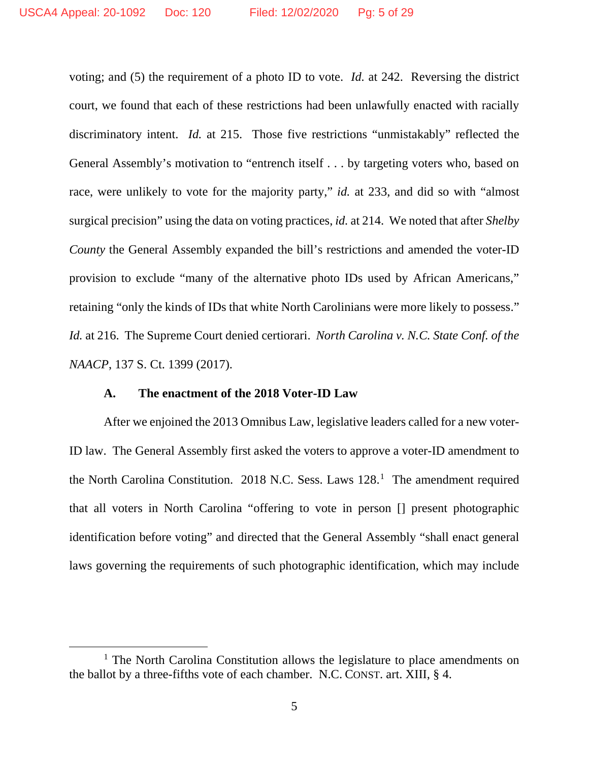voting; and (5) the requirement of a photo ID to vote. *Id.* at 242. Reversing the district court, we found that each of these restrictions had been unlawfully enacted with racially discriminatory intent. *Id.* at 215. Those five restrictions "unmistakably" reflected the General Assembly's motivation to "entrench itself . . . by targeting voters who, based on race, were unlikely to vote for the majority party," *id.* at 233, and did so with "almost surgical precision" using the data on voting practices, *id.* at 214. We noted that after *Shelby County* the General Assembly expanded the bill's restrictions and amended the voter-ID provision to exclude "many of the alternative photo IDs used by African Americans," retaining "only the kinds of IDs that white North Carolinians were more likely to possess." *Id.* at 216. The Supreme Court denied certiorari. *North Carolina v. N.C. State Conf. of the NAACP*, 137 S. Ct. 1399 (2017).

### A. The enactment of the 2018 Voter-ID Law

After we enjoined the 2013 Omnibus Law, legislative leaders called for a new voter-ID law. The General Assembly first asked the voters to approve a voter-ID amendment to the North Carolina Constitution. 2018 N.C. Sess. Laws 128.[1] The amendment required that all voters in North Carolina "offering to vote in person [] present photographic identification before voting" and directed that the General Assembly "shall enact general laws governing the requirements of such photographic identification, which may include

---

[1] The North Carolina Constitution allows the legislature to place amendments on the ballot by a three-fifths vote of each chamber. N.C. CONST. art. XIII, § 4.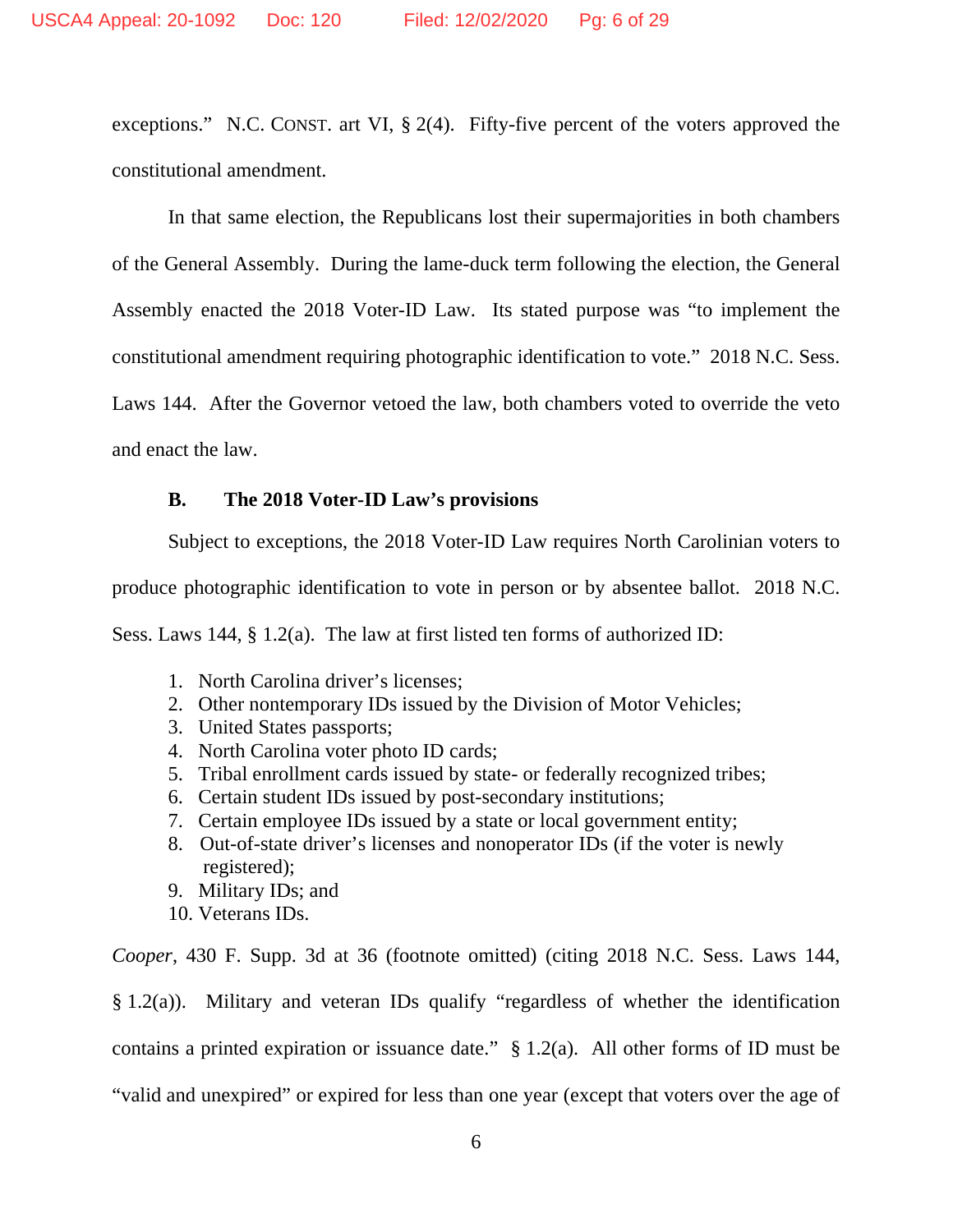exceptions." N.C. CONST. art VI, § 2(4). Fifty-five percent of the voters approved the constitutional amendment.

In that same election, the Republicans lost their supermajorities in both chambers of the General Assembly. During the lame-duck term following the election, the General Assembly enacted the 2018 Voter-ID Law. Its stated purpose was "to implement the constitutional amendment requiring photographic identification to vote." 2018 N.C. Sess. Laws 144. After the Governor vetoed the law, both chambers voted to override the veto and enact the law.

### B. The 2018 Voter-ID Law's provisions

Subject to exceptions, the 2018 Voter-ID Law requires North Carolinian voters to produce photographic identification to vote in person or by absentee ballot. 2018 N.C. Sess. Laws 144, § 1.2(a). The law at first listed ten forms of authorized ID:

1. North Carolina driver's licenses;
2. Other nontemporary IDs issued by the Division of Motor Vehicles;
3. United States passports;
4. North Carolina voter photo ID cards;
5. Tribal enrollment cards issued by state- or federally recognized tribes;
6. Certain student IDs issued by post-secondary institutions;
7. Certain employee IDs issued by a state or local government entity;
8. Out-of-state driver's licenses and nonoperator IDs (if the voter is newly registered);
9. Military IDs; and
10. Veterans IDs.

*Cooper*, 430 F. Supp. 3d at 36 (footnote omitted) (citing 2018 N.C. Sess. Laws 144, § 1.2(a)). Military and veteran IDs qualify "regardless of whether the identification contains a printed expiration or issuance date." § 1.2(a). All other forms of ID must be "valid and unexpired" or expired for less than one year (except that voters over the age of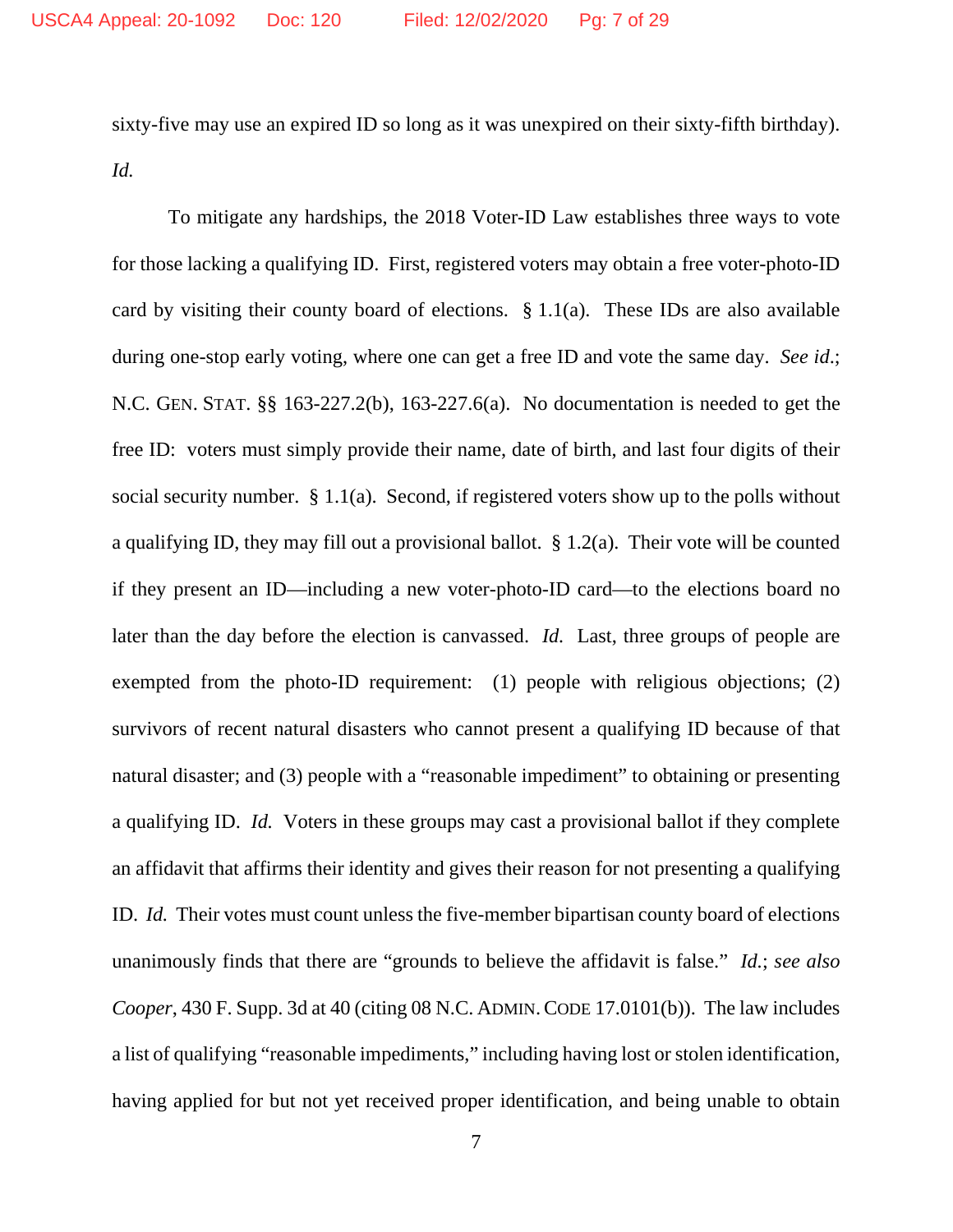sixty-five may use an expired ID so long as it was unexpired on their sixty-fifth birthday). *Id.*

To mitigate any hardships, the 2018 Voter-ID Law establishes three ways to vote for those lacking a qualifying ID. First, registered voters may obtain a free voter-photo-ID card by visiting their county board of elections. § 1.1(a). These IDs are also available during one-stop early voting, where one can get a free ID and vote the same day. *See id.*; N.C. GEN. STAT. §§ 163-227.2(b), 163-227.6(a). No documentation is needed to get the free ID: voters must simply provide their name, date of birth, and last four digits of their social security number. § 1.1(a). Second, if registered voters show up to the polls without a qualifying ID, they may fill out a provisional ballot. § 1.2(a). Their vote will be counted if they present an ID—including a new voter-photo-ID card—to the elections board no later than the day before the election is canvassed. *Id.* Last, three groups of people are exempted from the photo-ID requirement: (1) people with religious objections; (2) survivors of recent natural disasters who cannot present a qualifying ID because of that natural disaster; and (3) people with a "reasonable impediment" to obtaining or presenting a qualifying ID. *Id.* Voters in these groups may cast a provisional ballot if they complete an affidavit that affirms their identity and gives their reason for not presenting a qualifying ID. *Id.* Their votes must count unless the five-member bipartisan county board of elections unanimously finds that there are "grounds to believe the affidavit is false." *Id.*; *see also Cooper*, 430 F. Supp. 3d at 40 (citing 08 N.C. ADMIN. CODE 17.0101(b)). The law includes a list of qualifying "reasonable impediments," including having lost or stolen identification, having applied for but not yet received proper identification, and being unable to obtain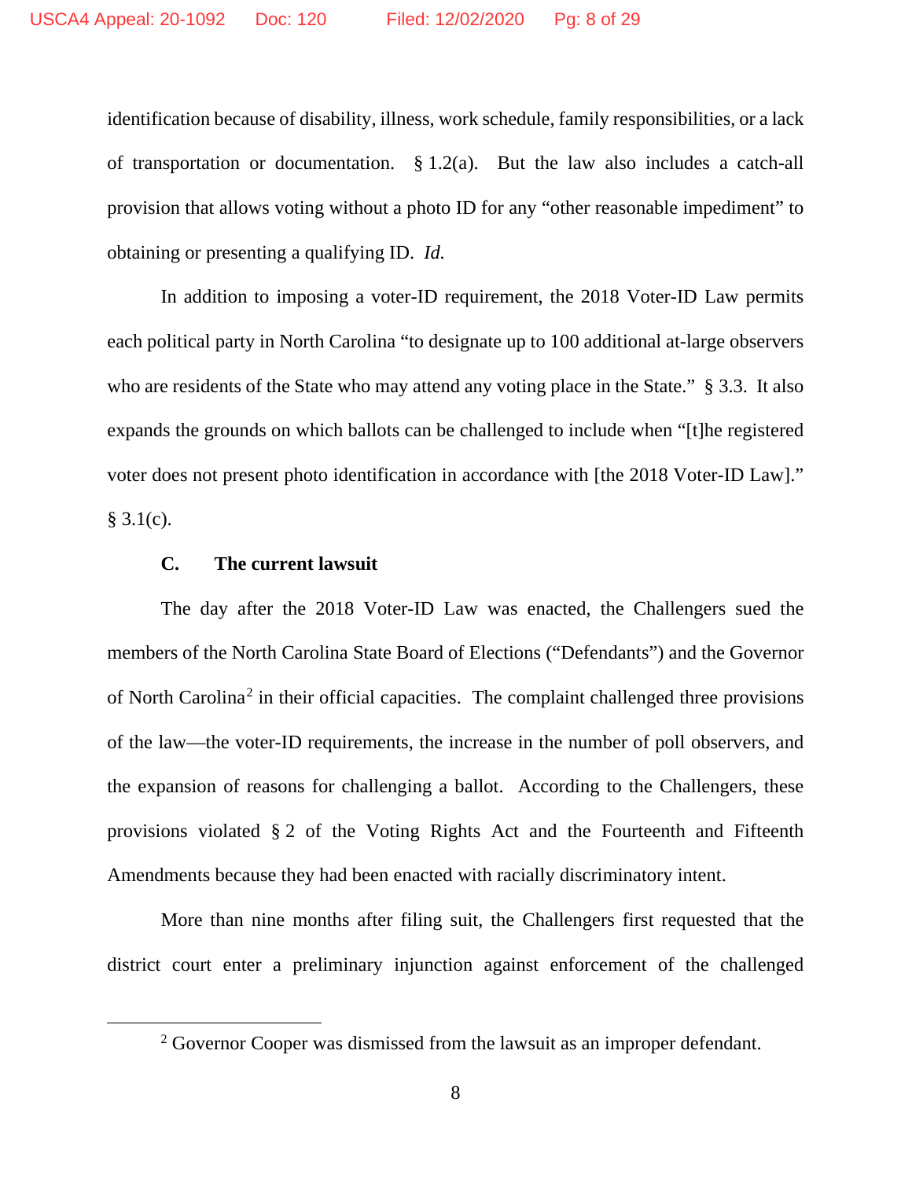identification because of disability, illness, work schedule, family responsibilities, or a lack of transportation or documentation. § 1.2(a). But the law also includes a catch-all provision that allows voting without a photo ID for any "other reasonable impediment" to obtaining or presenting a qualifying ID. *Id.*

In addition to imposing a voter-ID requirement, the 2018 Voter-ID Law permits each political party in North Carolina "to designate up to 100 additional at-large observers who are residents of the State who may attend any voting place in the State." § 3.3. It also expands the grounds on which ballots can be challenged to include when "[t]he registered voter does not present photo identification in accordance with [the 2018 Voter-ID Law]." § 3.1(c).

### C. The current lawsuit

The day after the 2018 Voter-ID Law was enacted, the Challengers sued the members of the North Carolina State Board of Elections ("Defendants") and the Governor of North Carolina[2] in their official capacities. The complaint challenged three provisions of the law—the voter-ID requirements, the increase in the number of poll observers, and the expansion of reasons for challenging a ballot. According to the Challengers, these provisions violated § 2 of the Voting Rights Act and the Fourteenth and Fifteenth Amendments because they had been enacted with racially discriminatory intent.

More than nine months after filing suit, the Challengers first requested that the district court enter a preliminary injunction against enforcement of the challenged

---

[2] Governor Cooper was dismissed from the lawsuit as an improper defendant.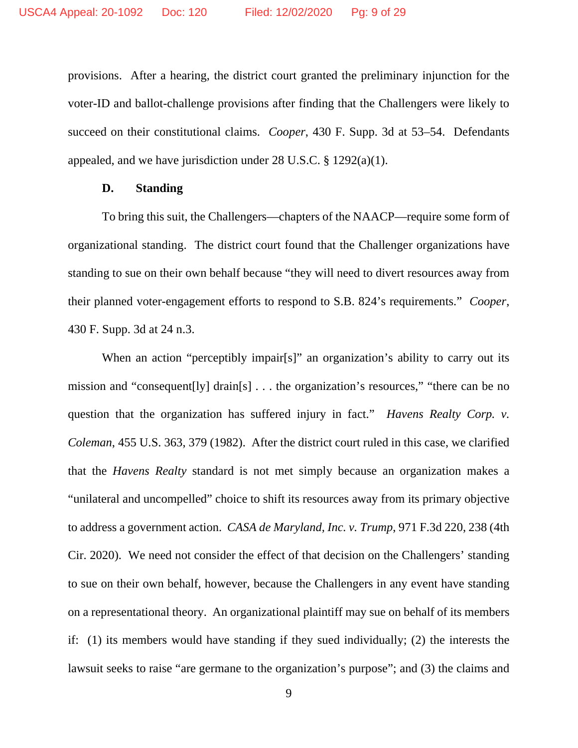provisions. After a hearing, the district court granted the preliminary injunction for the voter-ID and ballot-challenge provisions after finding that the Challengers were likely to succeed on their constitutional claims. *Cooper*, 430 F. Supp. 3d at 53–54. Defendants appealed, and we have jurisdiction under 28 U.S.C. § 1292(a)(1).

### D. Standing

To bring this suit, the Challengers—chapters of the NAACP—require some form of organizational standing. The district court found that the Challenger organizations have standing to sue on their own behalf because "they will need to divert resources away from their planned voter-engagement efforts to respond to S.B. 824's requirements." *Cooper*, 430 F. Supp. 3d at 24 n.3.

When an action "perceptibly impair[s]" an organization's ability to carry out its mission and "consequent[ly] drain[s] . . . the organization's resources," "there can be no question that the organization has suffered injury in fact." *Havens Realty Corp. v. Coleman*, 455 U.S. 363, 379 (1982). After the district court ruled in this case, we clarified that the *Havens Realty* standard is not met simply because an organization makes a "unilateral and uncompelled" choice to shift its resources away from its primary objective to address a government action. *CASA de Maryland, Inc. v. Trump*, 971 F.3d 220, 238 (4th Cir. 2020). We need not consider the effect of that decision on the Challengers' standing to sue on their own behalf, however, because the Challengers in any event have standing on a representational theory. An organizational plaintiff may sue on behalf of its members if: (1) its members would have standing if they sued individually; (2) the interests the lawsuit seeks to raise "are germane to the organization's purpose"; and (3) the claims and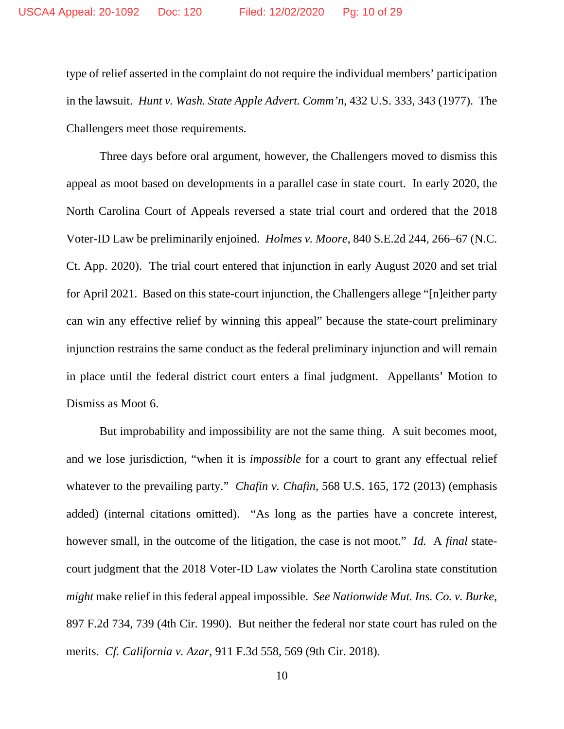type of relief asserted in the complaint do not require the individual members' participation in the lawsuit. *Hunt v. Wash. State Apple Advert. Comm'n*, 432 U.S. 333, 343 (1977). The Challengers meet those requirements.

Three days before oral argument, however, the Challengers moved to dismiss this appeal as moot based on developments in a parallel case in state court. In early 2020, the North Carolina Court of Appeals reversed a state trial court and ordered that the 2018 Voter-ID Law be preliminarily enjoined. *Holmes v. Moore*, 840 S.E.2d 244, 266–67 (N.C. Ct. App. 2020). The trial court entered that injunction in early August 2020 and set trial for April 2021. Based on this state-court injunction, the Challengers allege "[n]either party can win any effective relief by winning this appeal" because the state-court preliminary injunction restrains the same conduct as the federal preliminary injunction and will remain in place until the federal district court enters a final judgment. Appellants' Motion to Dismiss as Moot 6.

But improbability and impossibility are not the same thing. A suit becomes moot, and we lose jurisdiction, "when it is *impossible* for a court to grant any effectual relief whatever to the prevailing party." *Chafin v. Chafin*, 568 U.S. 165, 172 (2013) (emphasis added) (internal citations omitted). "As long as the parties have a concrete interest, however small, in the outcome of the litigation, the case is not moot." *Id.* A *final* state-court judgment that the 2018 Voter-ID Law violates the North Carolina state constitution *might* make relief in this federal appeal impossible. *See Nationwide Mut. Ins. Co. v. Burke*, 897 F.2d 734, 739 (4th Cir. 1990). But neither the federal nor state court has ruled on the merits. *Cf. California v. Azar*, 911 F.3d 558, 569 (9th Cir. 2018).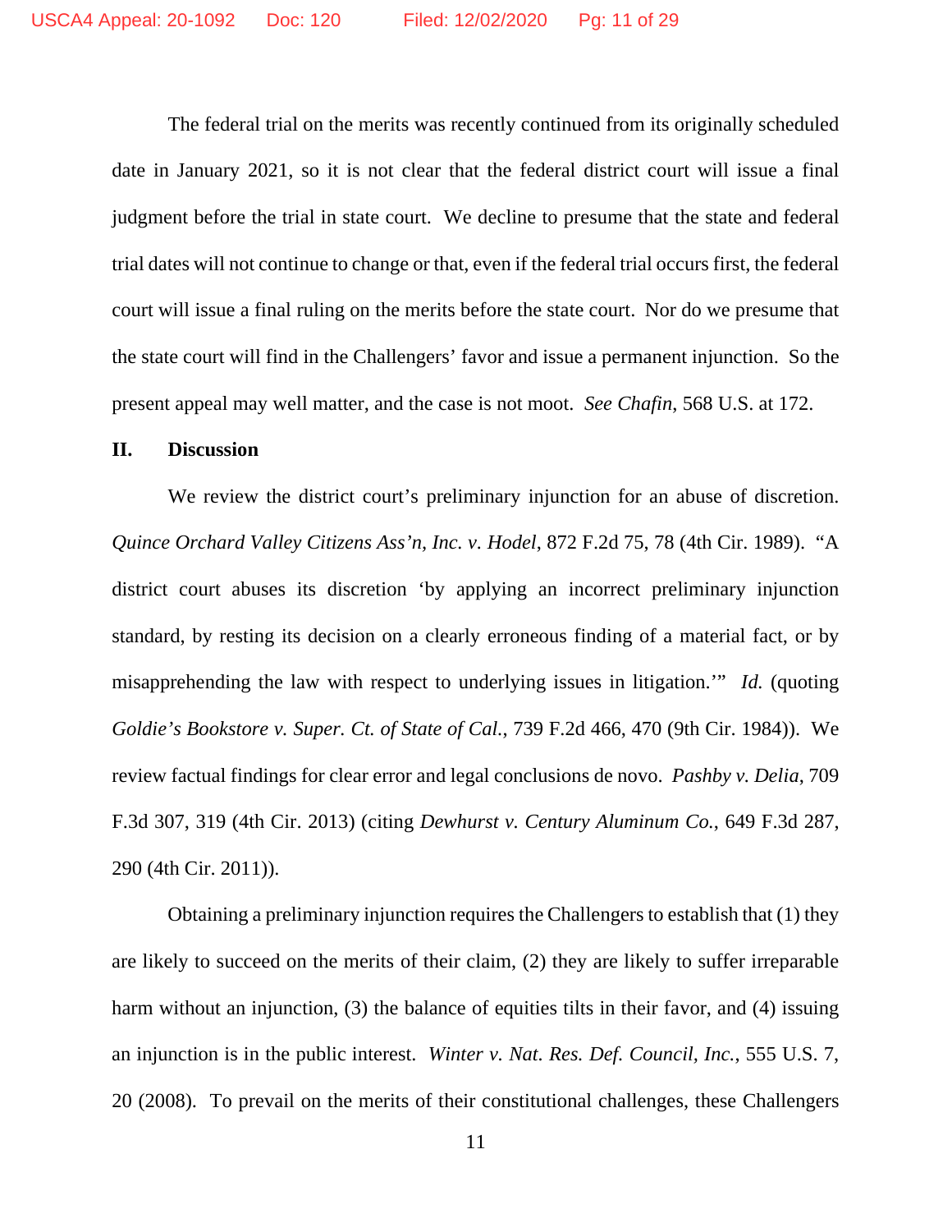The federal trial on the merits was recently continued from its originally scheduled date in January 2021, so it is not clear that the federal district court will issue a final judgment before the trial in state court. We decline to presume that the state and federal trial dates will not continue to change or that, even if the federal trial occurs first, the federal court will issue a final ruling on the merits before the state court. Nor do we presume that the state court will find in the Challengers' favor and issue a permanent injunction. So the present appeal may well matter, and the case is not moot. *See Chafin*, 568 U.S. at 172.

## II. Discussion

We review the district court's preliminary injunction for an abuse of discretion. *Quince Orchard Valley Citizens Ass'n, Inc. v. Hodel*, 872 F.2d 75, 78 (4th Cir. 1989). "A district court abuses its discretion 'by applying an incorrect preliminary injunction standard, by resting its decision on a clearly erroneous finding of a material fact, or by misapprehending the law with respect to underlying issues in litigation.'" *Id.* (quoting *Goldie's Bookstore v. Super. Ct. of State of Cal.*, 739 F.2d 466, 470 (9th Cir. 1984)). We review factual findings for clear error and legal conclusions de novo. *Pashby v. Delia*, 709 F.3d 307, 319 (4th Cir. 2013) (citing *Dewhurst v. Century Aluminum Co.*, 649 F.3d 287, 290 (4th Cir. 2011)).

Obtaining a preliminary injunction requires the Challengers to establish that (1) they are likely to succeed on the merits of their claim, (2) they are likely to suffer irreparable harm without an injunction, (3) the balance of equities tilts in their favor, and (4) issuing an injunction is in the public interest. *Winter v. Nat. Res. Def. Council, Inc.*, 555 U.S. 7, 20 (2008). To prevail on the merits of their constitutional challenges, these Challengers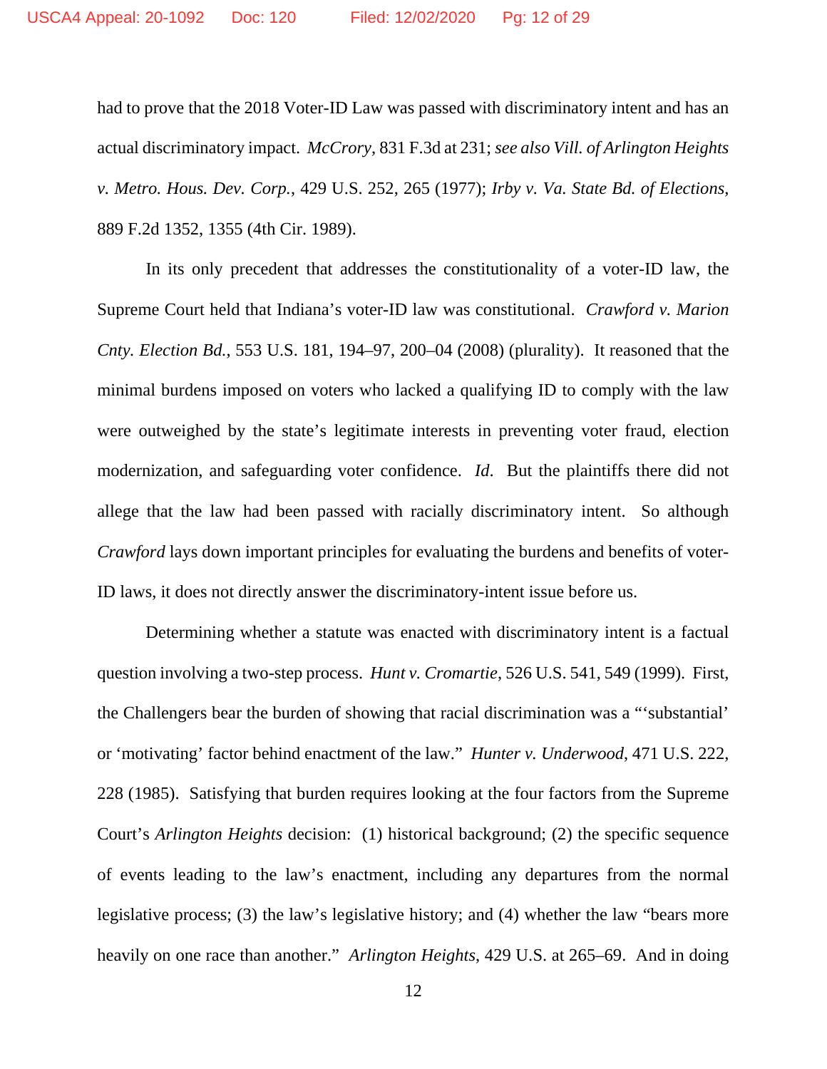had to prove that the 2018 Voter-ID Law was passed with discriminatory intent and has an actual discriminatory impact. *McCrory*, 831 F.3d at 231; *see also Vill. of Arlington Heights v. Metro. Hous. Dev. Corp.*, 429 U.S. 252, 265 (1977); *Irby v. Va. State Bd. of Elections*, 889 F.2d 1352, 1355 (4th Cir. 1989).

In its only precedent that addresses the constitutionality of a voter-ID law, the Supreme Court held that Indiana's voter-ID law was constitutional. *Crawford v. Marion Cnty. Election Bd.*, 553 U.S. 181, 194–97, 200–04 (2008) (plurality). It reasoned that the minimal burdens imposed on voters who lacked a qualifying ID to comply with the law were outweighed by the state's legitimate interests in preventing voter fraud, election modernization, and safeguarding voter confidence. *Id*. But the plaintiffs there did not allege that the law had been passed with racially discriminatory intent. So although *Crawford* lays down important principles for evaluating the burdens and benefits of voter-ID laws, it does not directly answer the discriminatory-intent issue before us.

Determining whether a statute was enacted with discriminatory intent is a factual question involving a two-step process. *Hunt v. Cromartie*, 526 U.S. 541, 549 (1999). First, the Challengers bear the burden of showing that racial discrimination was a "'substantial' or 'motivating' factor behind enactment of the law." *Hunter v. Underwood*, 471 U.S. 222, 228 (1985). Satisfying that burden requires looking at the four factors from the Supreme Court's *Arlington Heights* decision: (1) historical background; (2) the specific sequence of events leading to the law's enactment, including any departures from the normal legislative process; (3) the law's legislative history; and (4) whether the law "bears more heavily on one race than another." *Arlington Heights*, 429 U.S. at 265–69. And in doing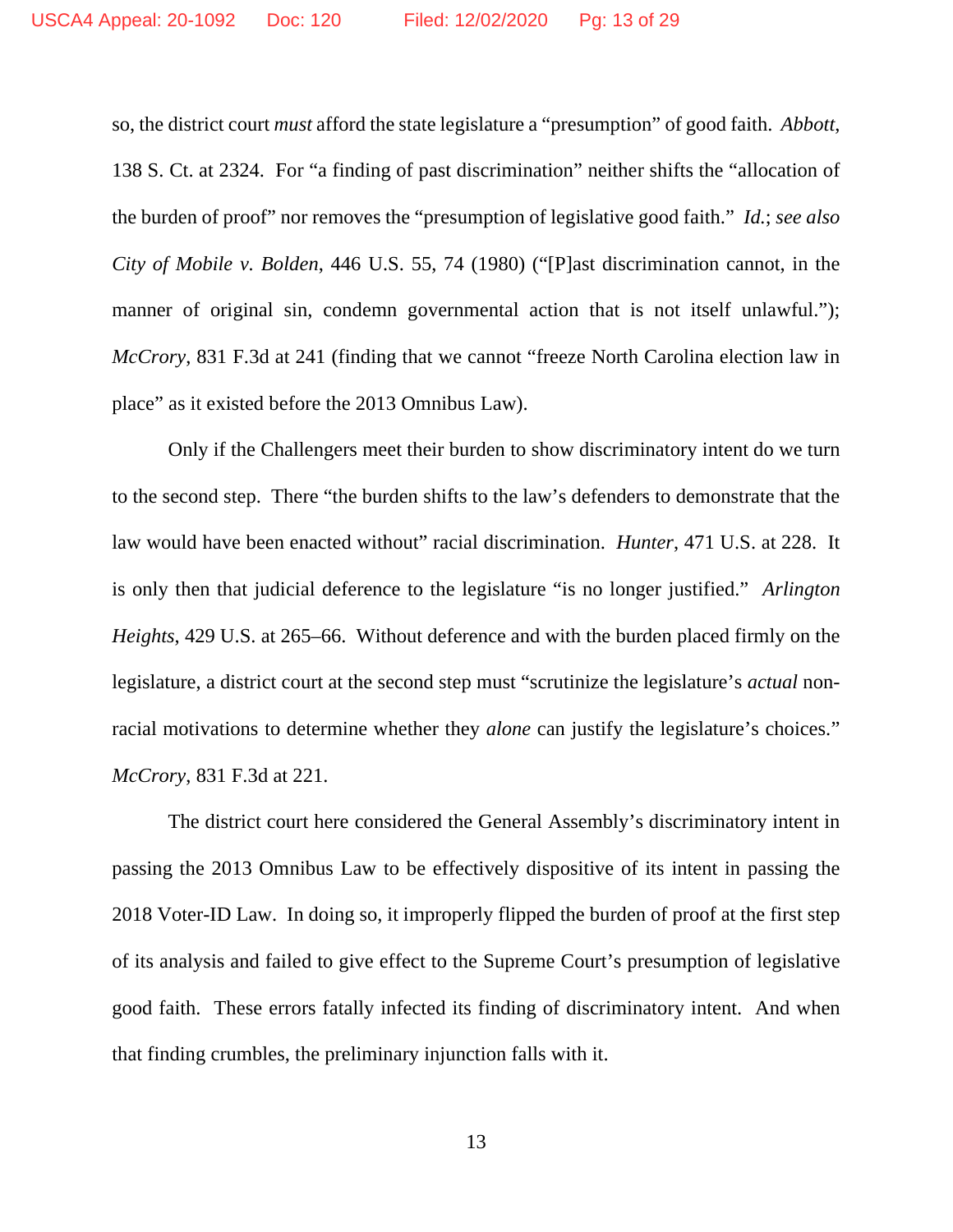so, the district court *must* afford the state legislature a "presumption" of good faith. *Abbott*, 138 S. Ct. at 2324. For "a finding of past discrimination" neither shifts the "allocation of the burden of proof" nor removes the "presumption of legislative good faith." *Id.*; *see also City of Mobile v. Bolden*, 446 U.S. 55, 74 (1980) ("[P]ast discrimination cannot, in the manner of original sin, condemn governmental action that is not itself unlawful."); *McCrory*, 831 F.3d at 241 (finding that we cannot "freeze North Carolina election law in place" as it existed before the 2013 Omnibus Law).

Only if the Challengers meet their burden to show discriminatory intent do we turn to the second step. There "the burden shifts to the law's defenders to demonstrate that the law would have been enacted without" racial discrimination. *Hunter*, 471 U.S. at 228. It is only then that judicial deference to the legislature "is no longer justified." *Arlington Heights*, 429 U.S. at 265–66. Without deference and with the burden placed firmly on the legislature, a district court at the second step must "scrutinize the legislature's *actual* non-racial motivations to determine whether they *alone* can justify the legislature's choices." *McCrory*, 831 F.3d at 221.

The district court here considered the General Assembly's discriminatory intent in passing the 2013 Omnibus Law to be effectively dispositive of its intent in passing the 2018 Voter-ID Law. In doing so, it improperly flipped the burden of proof at the first step of its analysis and failed to give effect to the Supreme Court's presumption of legislative good faith. These errors fatally infected its finding of discriminatory intent. And when that finding crumbles, the preliminary injunction falls with it.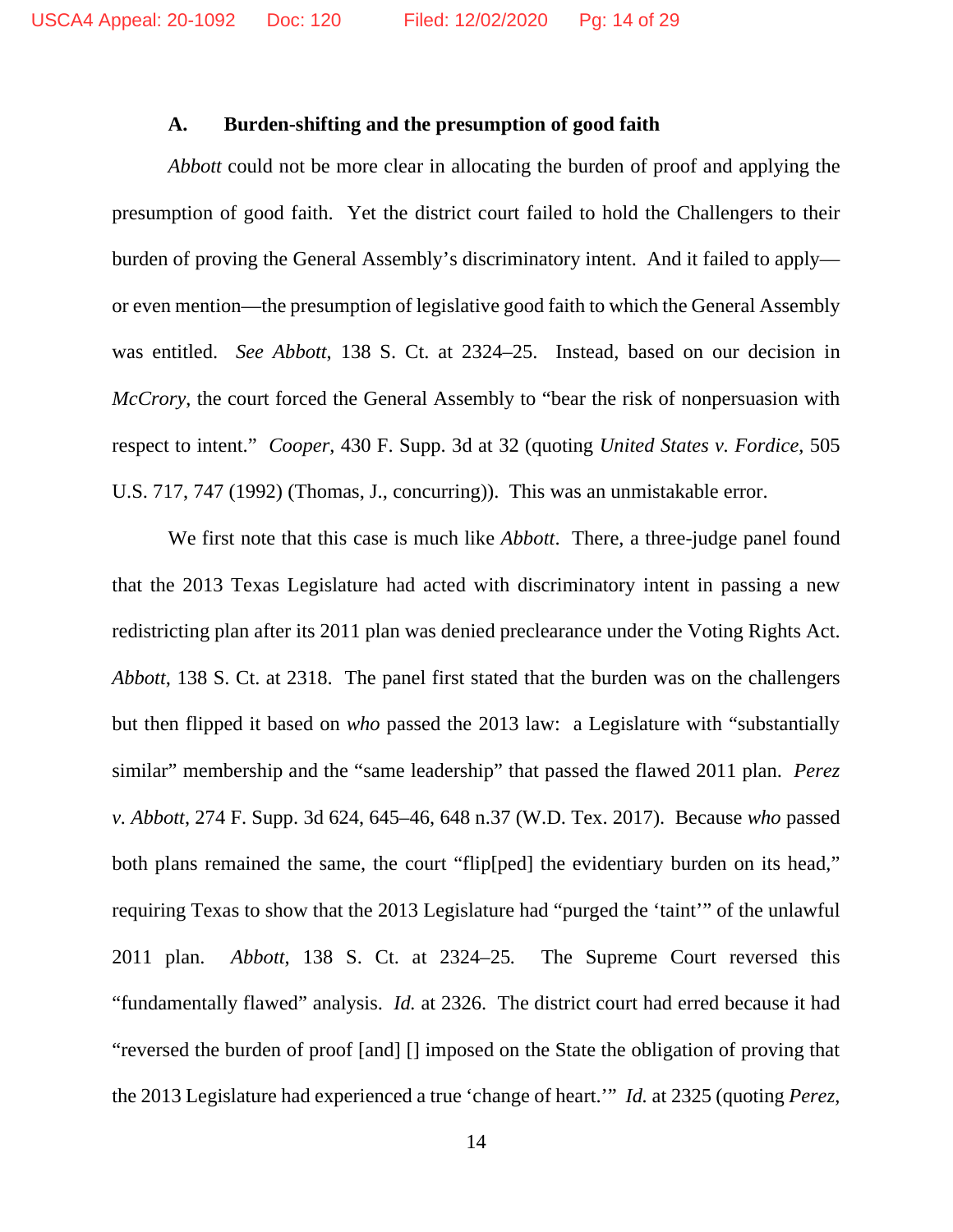### A. Burden-shifting and the presumption of good faith

*Abbott* could not be more clear in allocating the burden of proof and applying the presumption of good faith. Yet the district court failed to hold the Challengers to their burden of proving the General Assembly's discriminatory intent. And it failed to apply—or even mention—the presumption of legislative good faith to which the General Assembly was entitled. *See Abbott*, 138 S. Ct. at 2324–25. Instead, based on our decision in *McCrory*, the court forced the General Assembly to "bear the risk of nonpersuasion with respect to intent." *Cooper*, 430 F. Supp. 3d at 32 (quoting *United States v. Fordice*, 505 U.S. 717, 747 (1992) (Thomas, J., concurring)). This was an unmistakable error.

We first note that this case is much like *Abbott*. There, a three-judge panel found that the 2013 Texas Legislature had acted with discriminatory intent in passing a new redistricting plan after its 2011 plan was denied preclearance under the Voting Rights Act. *Abbott*, 138 S. Ct. at 2318. The panel first stated that the burden was on the challengers but then flipped it based on *who* passed the 2013 law: a Legislature with "substantially similar" membership and the "same leadership" that passed the flawed 2011 plan. *Perez v. Abbott*, 274 F. Supp. 3d 624, 645–46, 648 n.37 (W.D. Tex. 2017). Because *who* passed both plans remained the same, the court "flip[ped] the evidentiary burden on its head," requiring Texas to show that the 2013 Legislature had "purged the 'taint'" of the unlawful 2011 plan. *Abbott*, 138 S. Ct. at 2324–25. The Supreme Court reversed this "fundamentally flawed" analysis. *Id.* at 2326. The district court had erred because it had "reversed the burden of proof [and] [] imposed on the State the obligation of proving that the 2013 Legislature had experienced a true 'change of heart.'" *Id.* at 2325 (quoting *Perez*,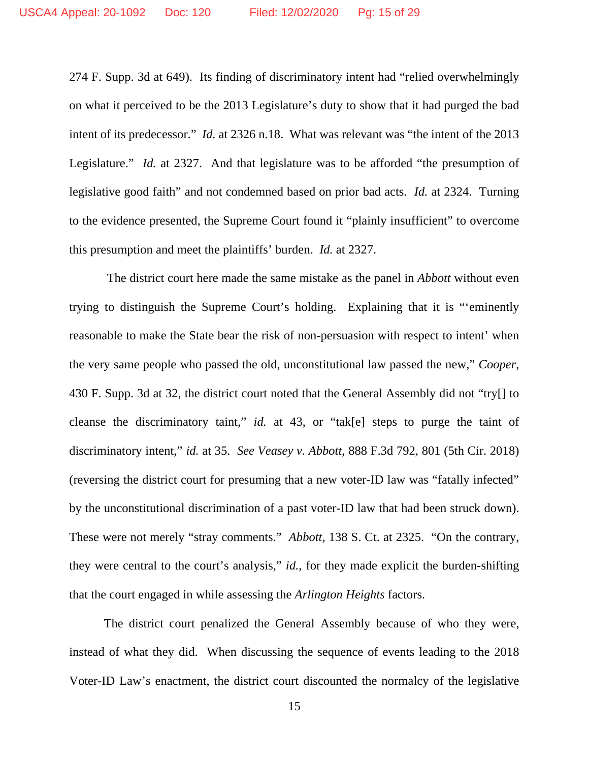274 F. Supp. 3d at 649). Its finding of discriminatory intent had "relied overwhelmingly on what it perceived to be the 2013 Legislature's duty to show that it had purged the bad intent of its predecessor." *Id.* at 2326 n.18. What was relevant was "the intent of the 2013 Legislature." *Id.* at 2327. And that legislature was to be afforded "the presumption of legislative good faith" and not condemned based on prior bad acts. *Id.* at 2324. Turning to the evidence presented, the Supreme Court found it "plainly insufficient" to overcome this presumption and meet the plaintiffs' burden. *Id.* at 2327.

The district court here made the same mistake as the panel in *Abbott* without even trying to distinguish the Supreme Court's holding. Explaining that it is "'eminently reasonable to make the State bear the risk of non-persuasion with respect to intent' when the very same people who passed the old, unconstitutional law passed the new," *Cooper*, 430 F. Supp. 3d at 32, the district court noted that the General Assembly did not "try[] to cleanse the discriminatory taint," *id.* at 43, or "tak[e] steps to purge the taint of discriminatory intent," *id.* at 35. *See Veasey v. Abbott*, 888 F.3d 792, 801 (5th Cir. 2018) (reversing the district court for presuming that a new voter-ID law was "fatally infected" by the unconstitutional discrimination of a past voter-ID law that had been struck down). These were not merely "stray comments." *Abbott*, 138 S. Ct. at 2325. "On the contrary, they were central to the court's analysis," *id.*, for they made explicit the burden-shifting that the court engaged in while assessing the *Arlington Heights* factors.

The district court penalized the General Assembly because of who they were, instead of what they did. When discussing the sequence of events leading to the 2018 Voter-ID Law's enactment, the district court discounted the normalcy of the legislative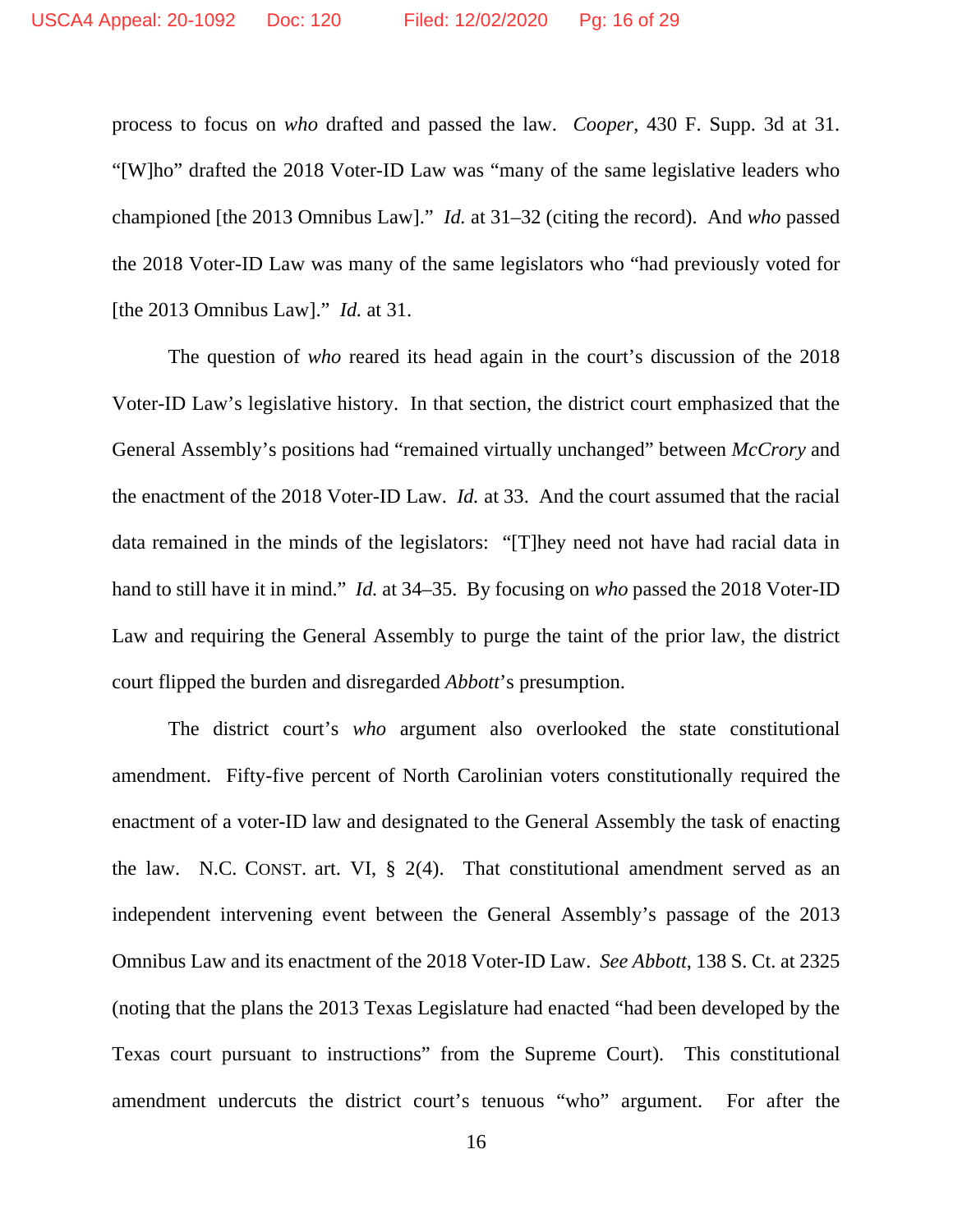process to focus on *who* drafted and passed the law. *Cooper*, 430 F. Supp. 3d at 31. "[W]ho" drafted the 2018 Voter-ID Law was "many of the same legislative leaders who championed [the 2013 Omnibus Law]." *Id.* at 31–32 (citing the record). And *who* passed the 2018 Voter-ID Law was many of the same legislators who "had previously voted for [the 2013 Omnibus Law]." *Id.* at 31.

The question of *who* reared its head again in the court's discussion of the 2018 Voter-ID Law's legislative history. In that section, the district court emphasized that the General Assembly's positions had "remained virtually unchanged" between *McCrory* and the enactment of the 2018 Voter-ID Law. *Id.* at 33. And the court assumed that the racial data remained in the minds of the legislators: "[T]hey need not have had racial data in hand to still have it in mind." *Id.* at 34–35. By focusing on *who* passed the 2018 Voter-ID Law and requiring the General Assembly to purge the taint of the prior law, the district court flipped the burden and disregarded *Abbott*'s presumption.

The district court's *who* argument also overlooked the state constitutional amendment. Fifty-five percent of North Carolinian voters constitutionally required the enactment of a voter-ID law and designated to the General Assembly the task of enacting the law. N.C. CONST. art. VI, § 2(4). That constitutional amendment served as an independent intervening event between the General Assembly's passage of the 2013 Omnibus Law and its enactment of the 2018 Voter-ID Law. *See Abbott*, 138 S. Ct. at 2325 (noting that the plans the 2013 Texas Legislature had enacted "had been developed by the Texas court pursuant to instructions" from the Supreme Court). This constitutional amendment undercuts the district court's tenuous "who" argument. For after the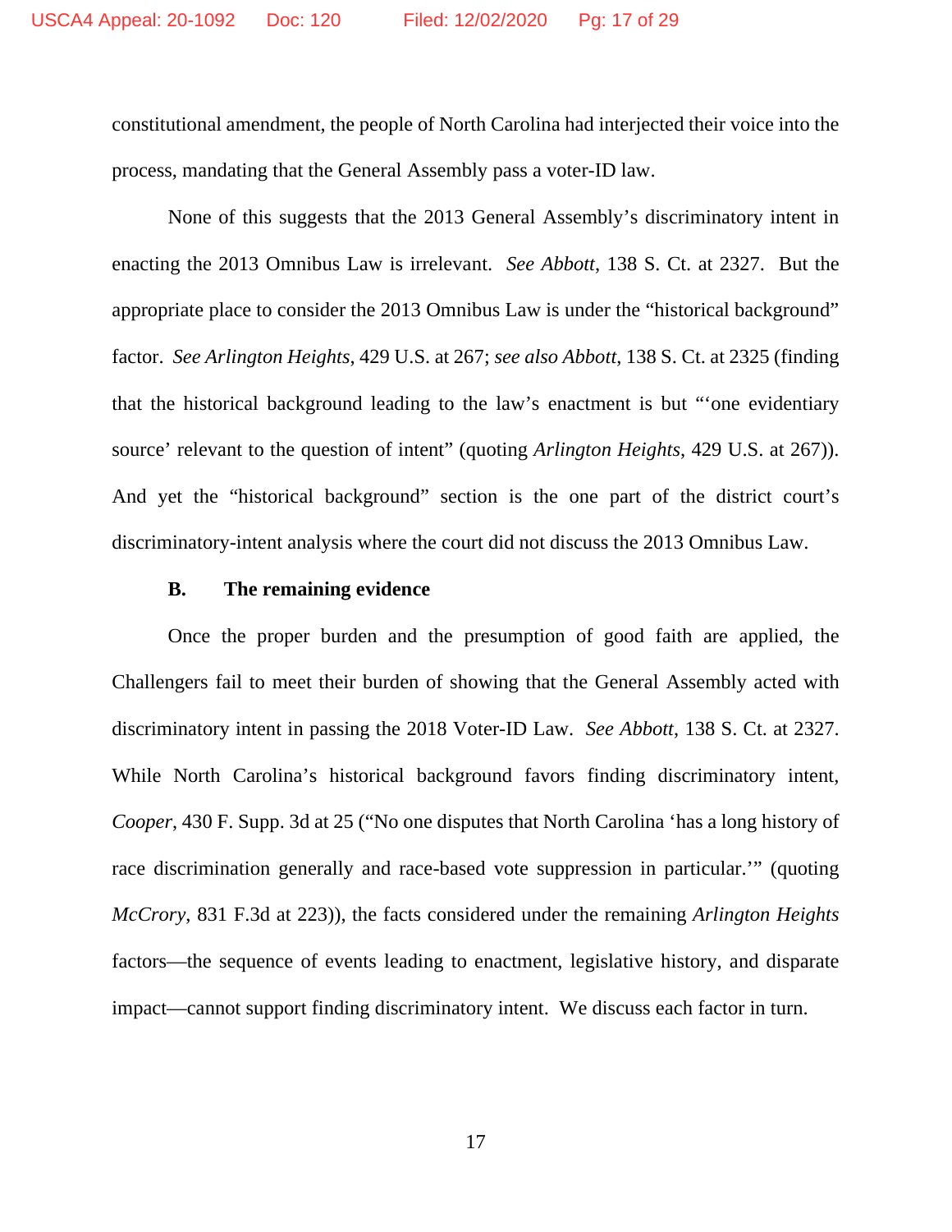constitutional amendment, the people of North Carolina had interjected their voice into the process, mandating that the General Assembly pass a voter-ID law.

None of this suggests that the 2013 General Assembly's discriminatory intent in enacting the 2013 Omnibus Law is irrelevant. *See Abbott*, 138 S. Ct. at 2327. But the appropriate place to consider the 2013 Omnibus Law is under the "historical background" factor. *See Arlington Heights*, 429 U.S. at 267; *see also Abbott*, 138 S. Ct. at 2325 (finding that the historical background leading to the law's enactment is but "'one evidentiary source' relevant to the question of intent" (quoting *Arlington Heights*, 429 U.S. at 267)). And yet the "historical background" section is the one part of the district court's discriminatory-intent analysis where the court did not discuss the 2013 Omnibus Law.

### B. The remaining evidence

Once the proper burden and the presumption of good faith are applied, the Challengers fail to meet their burden of showing that the General Assembly acted with discriminatory intent in passing the 2018 Voter-ID Law. *See Abbott*, 138 S. Ct. at 2327. While North Carolina's historical background favors finding discriminatory intent, *Cooper*, 430 F. Supp. 3d at 25 ("No one disputes that North Carolina 'has a long history of race discrimination generally and race-based vote suppression in particular.'" (quoting *McCrory*, 831 F.3d at 223)), the facts considered under the remaining *Arlington Heights* factors—the sequence of events leading to enactment, legislative history, and disparate impact—cannot support finding discriminatory intent. We discuss each factor in turn.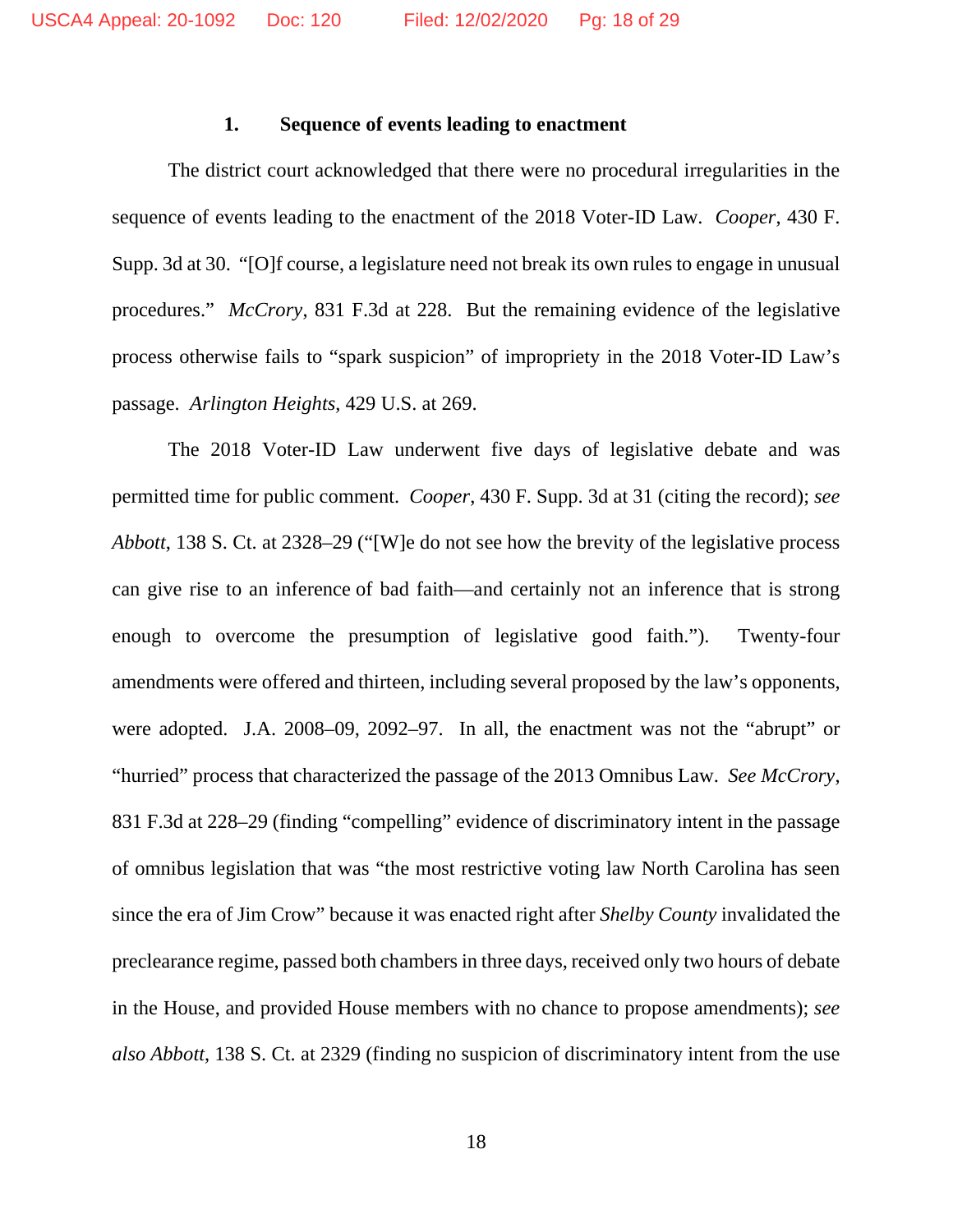### 1. Sequence of events leading to enactment

The district court acknowledged that there were no procedural irregularities in the sequence of events leading to the enactment of the 2018 Voter-ID Law. *Cooper*, 430 F. Supp. 3d at 30. "[O]f course, a legislature need not break its own rules to engage in unusual procedures." *McCrory*, 831 F.3d at 228. But the remaining evidence of the legislative process otherwise fails to "spark suspicion" of impropriety in the 2018 Voter-ID Law's passage. *Arlington Heights*, 429 U.S. at 269.

The 2018 Voter-ID Law underwent five days of legislative debate and was permitted time for public comment. *Cooper*, 430 F. Supp. 3d at 31 (citing the record); *see Abbott*, 138 S. Ct. at 2328–29 ("[W]e do not see how the brevity of the legislative process can give rise to an inference of bad faith—and certainly not an inference that is strong enough to overcome the presumption of legislative good faith."). Twenty-four amendments were offered and thirteen, including several proposed by the law's opponents, were adopted. J.A. 2008–09, 2092–97. In all, the enactment was not the "abrupt" or "hurried" process that characterized the passage of the 2013 Omnibus Law. *See McCrory*, 831 F.3d at 228–29 (finding "compelling" evidence of discriminatory intent in the passage of omnibus legislation that was "the most restrictive voting law North Carolina has seen since the era of Jim Crow" because it was enacted right after *Shelby County* invalidated the preclearance regime, passed both chambers in three days, received only two hours of debate in the House, and provided House members with no chance to propose amendments); *see also Abbott*, 138 S. Ct. at 2329 (finding no suspicion of discriminatory intent from the use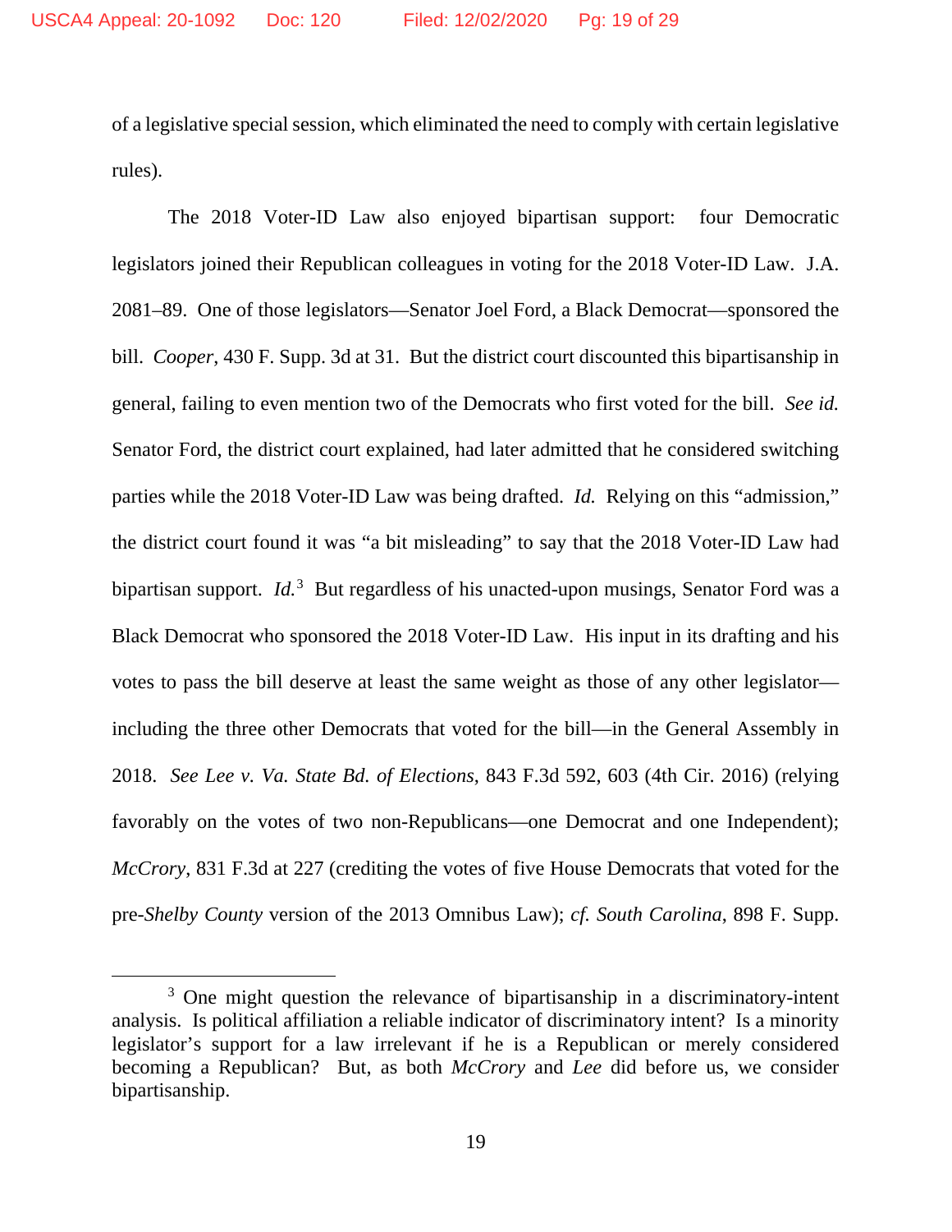of a legislative special session, which eliminated the need to comply with certain legislative rules).

The 2018 Voter-ID Law also enjoyed bipartisan support: four Democratic legislators joined their Republican colleagues in voting for the 2018 Voter-ID Law. J.A. 2081–89. One of those legislators—Senator Joel Ford, a Black Democrat—sponsored the bill. *Cooper*, 430 F. Supp. 3d at 31. But the district court discounted this bipartisanship in general, failing to even mention two of the Democrats who first voted for the bill. *See id.* Senator Ford, the district court explained, had later admitted that he considered switching parties while the 2018 Voter-ID Law was being drafted. *Id.* Relying on this "admission," the district court found it was "a bit misleading" to say that the 2018 Voter-ID Law had bipartisan support. *Id.*[3] But regardless of his unacted-upon musings, Senator Ford was a Black Democrat who sponsored the 2018 Voter-ID Law. His input in its drafting and his votes to pass the bill deserve at least the same weight as those of any other legislator—including the three other Democrats that voted for the bill—in the General Assembly in 2018. *See Lee v. Va. State Bd. of Elections*, 843 F.3d 592, 603 (4th Cir. 2016) (relying favorably on the votes of two non-Republicans—one Democrat and one Independent); *McCrory*, 831 F.3d at 227 (crediting the votes of five House Democrats that voted for the pre-*Shelby County* version of the 2013 Omnibus Law); *cf. South Carolina*, 898 F. Supp.

[3] One might question the relevance of bipartisanship in a discriminatory-intent analysis. Is political affiliation a reliable indicator of discriminatory intent? Is a minority legislator's support for a law irrelevant if he is a Republican or merely considered becoming a Republican? But, as both *McCrory* and *Lee* did before us, we consider bipartisanship.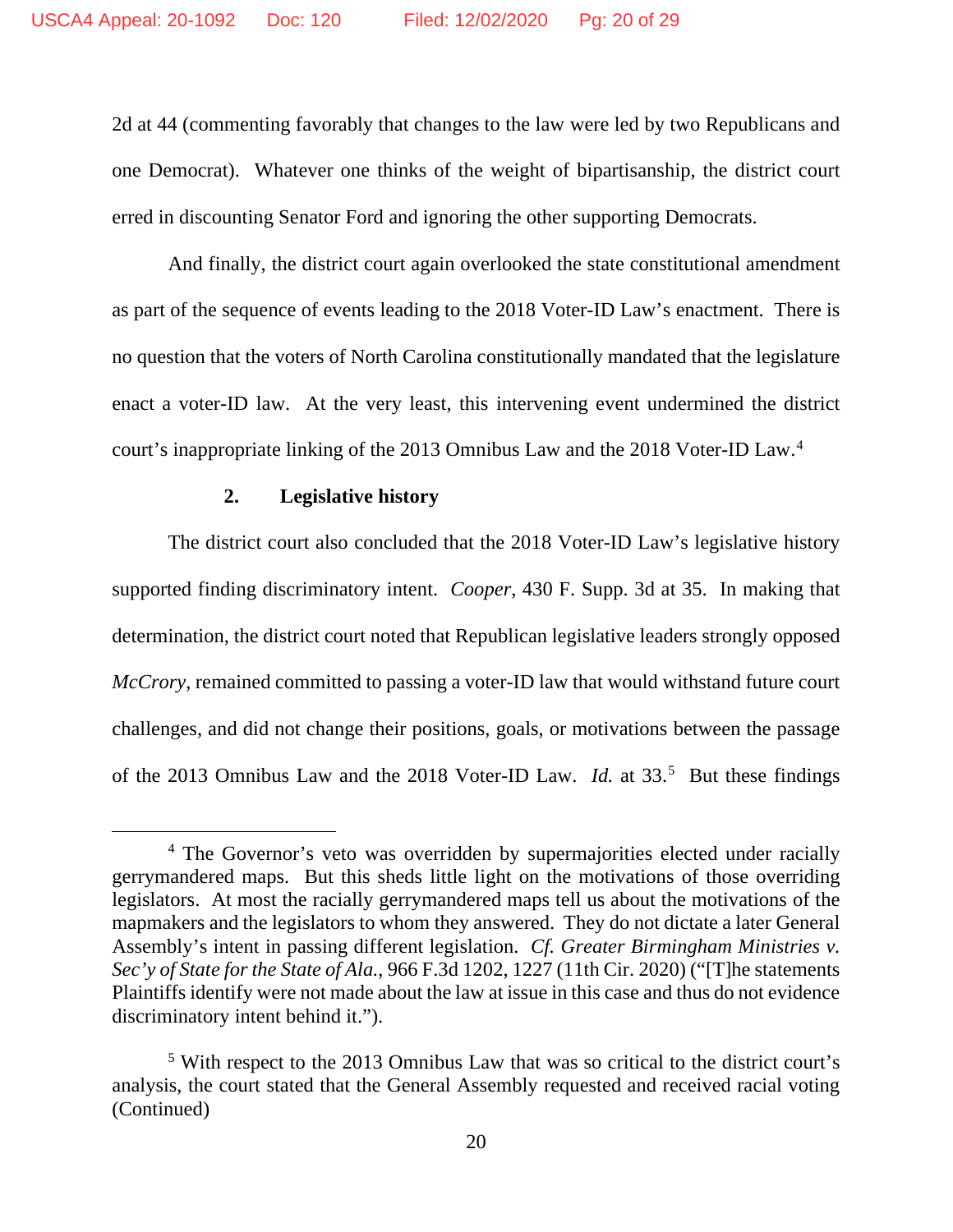2d at 44 (commenting favorably that changes to the law were led by two Republicans and one Democrat). Whatever one thinks of the weight of bipartisanship, the district court erred in discounting Senator Ford and ignoring the other supporting Democrats.

And finally, the district court again overlooked the state constitutional amendment as part of the sequence of events leading to the 2018 Voter-ID Law's enactment. There is no question that the voters of North Carolina constitutionally mandated that the legislature enact a voter-ID law. At the very least, this intervening event undermined the district court's inappropriate linking of the 2013 Omnibus Law and the 2018 Voter-ID Law.[4]

**2. Legislative history**

The district court also concluded that the 2018 Voter-ID Law's legislative history supported finding discriminatory intent. *Cooper*, 430 F. Supp. 3d at 35. In making that determination, the district court noted that Republican legislative leaders strongly opposed *McCrory*, remained committed to passing a voter-ID law that would withstand future court challenges, and did not change their positions, goals, or motivations between the passage of the 2013 Omnibus Law and the 2018 Voter-ID Law. *Id.* at 33.[5] But these findings

---

[4] The Governor's veto was overridden by supermajorities elected under racially gerrymandered maps. But this sheds little light on the motivations of those overriding legislators. At most the racially gerrymandered maps tell us about the motivations of the mapmakers and the legislators to whom they answered. They do not dictate a later General Assembly's intent in passing different legislation. *Cf. Greater Birmingham Ministries v. Sec'y of State for the State of Ala.*, 966 F.3d 1202, 1227 (11th Cir. 2020) ("[T]he statements Plaintiffs identify were not made about the law at issue in this case and thus do not evidence discriminatory intent behind it.").

[5] With respect to the 2013 Omnibus Law that was so critical to the district court's analysis, the court stated that the General Assembly requested and received racial voting (Continued)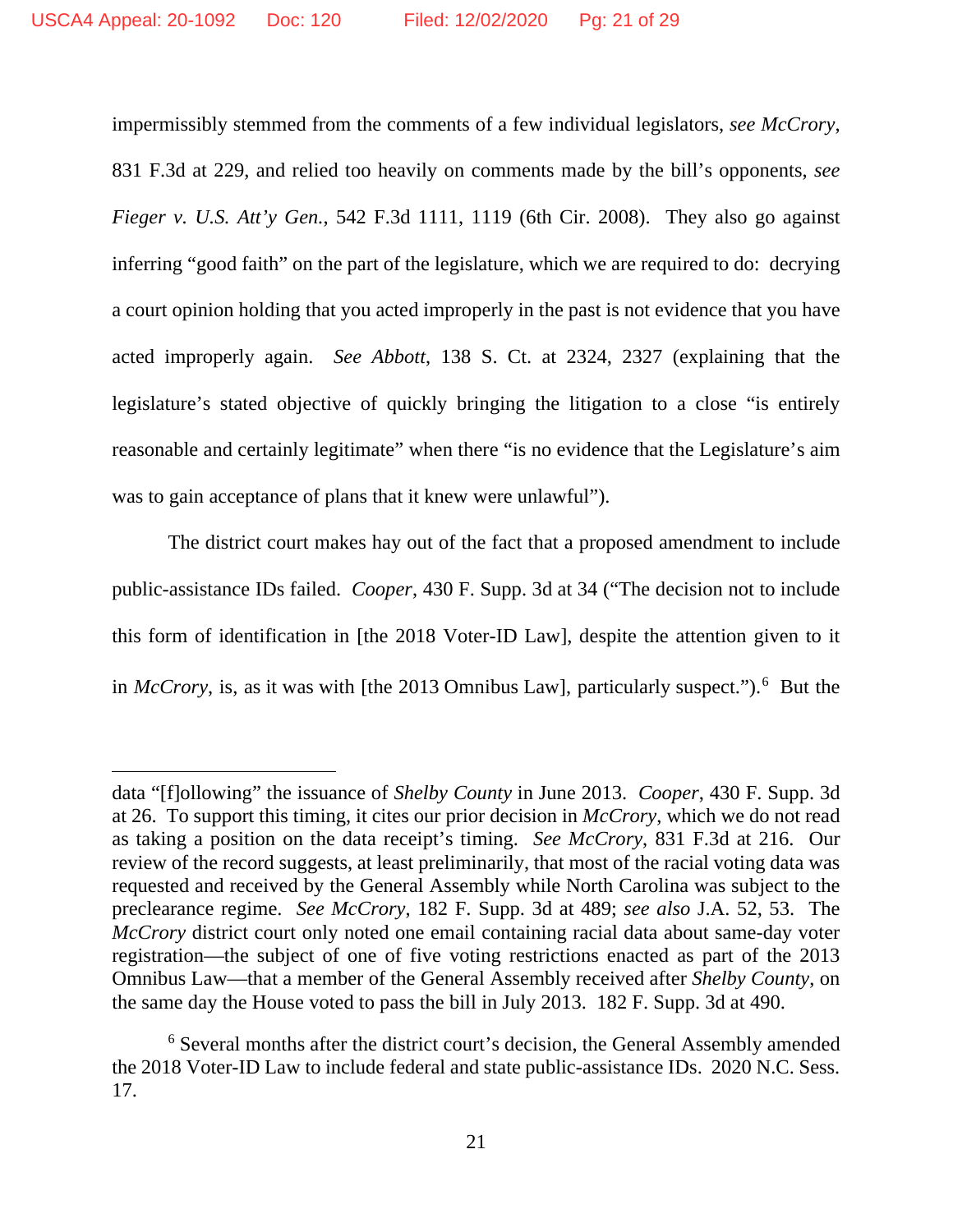impermissibly stemmed from the comments of a few individual legislators, *see McCrory*, 831 F.3d at 229, and relied too heavily on comments made by the bill's opponents, *see Fieger v. U.S. Att'y Gen.*, 542 F.3d 1111, 1119 (6th Cir. 2008). They also go against inferring "good faith" on the part of the legislature, which we are required to do: decrying a court opinion holding that you acted improperly in the past is not evidence that you have acted improperly again. *See Abbott*, 138 S. Ct. at 2324, 2327 (explaining that the legislature's stated objective of quickly bringing the litigation to a close "is entirely reasonable and certainly legitimate" when there "is no evidence that the Legislature's aim was to gain acceptance of plans that it knew were unlawful").

The district court makes hay out of the fact that a proposed amendment to include public-assistance IDs failed. *Cooper*, 430 F. Supp. 3d at 34 ("The decision not to include this form of identification in [the 2018 Voter-ID Law], despite the attention given to it in *McCrory*, is, as it was with [the 2013 Omnibus Law], particularly suspect.").[6] But the

---

data "[f]ollowing" the issuance of *Shelby County* in June 2013. *Cooper*, 430 F. Supp. 3d at 26. To support this timing, it cites our prior decision in *McCrory*, which we do not read as taking a position on the data receipt's timing. *See McCrory*, 831 F.3d at 216. Our review of the record suggests, at least preliminarily, that most of the racial voting data was requested and received by the General Assembly while North Carolina was subject to the preclearance regime. *See McCrory*, 182 F. Supp. 3d at 489; *see also* J.A. 52, 53. The *McCrory* district court only noted one email containing racial data about same-day voter registration—the subject of one of five voting restrictions enacted as part of the 2013 Omnibus Law—that a member of the General Assembly received after *Shelby County*, on the same day the House voted to pass the bill in July 2013. 182 F. Supp. 3d at 490.

[6] Several months after the district court's decision, the General Assembly amended the 2018 Voter-ID Law to include federal and state public-assistance IDs. 2020 N.C. Sess. 17.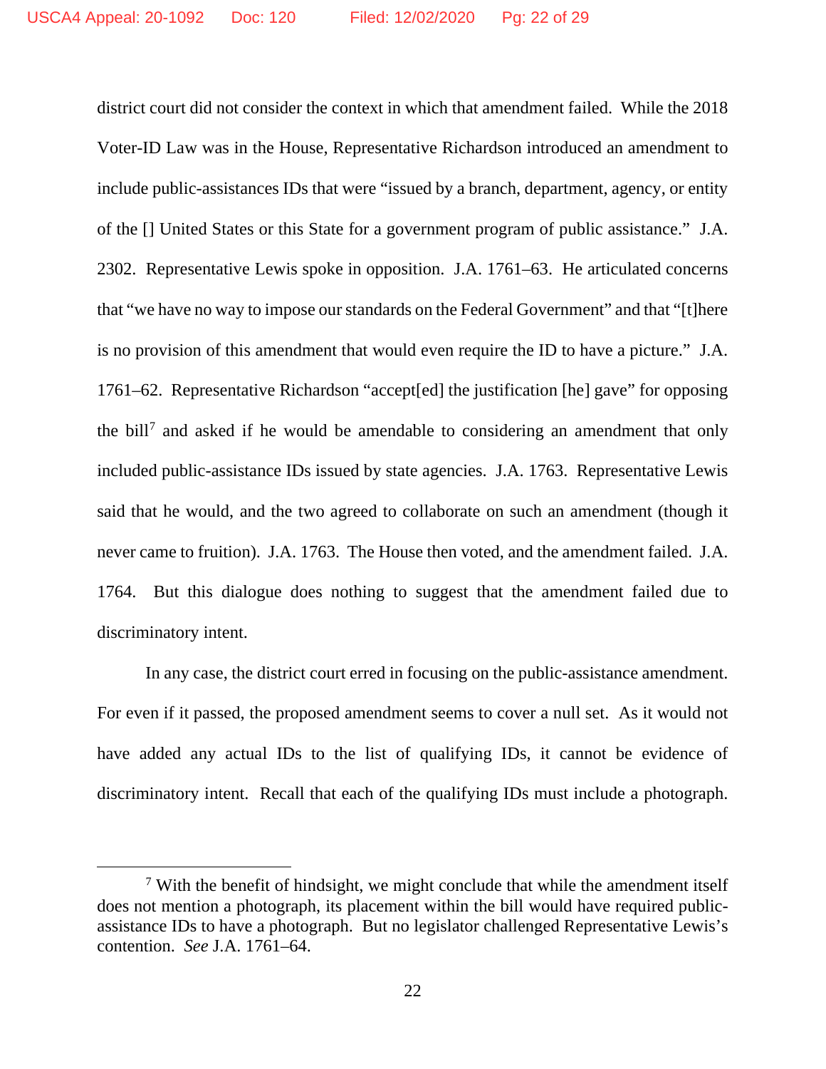district court did not consider the context in which that amendment failed. While the 2018 Voter-ID Law was in the House, Representative Richardson introduced an amendment to include public-assistances IDs that were "issued by a branch, department, agency, or entity of the [] United States or this State for a government program of public assistance." J.A. 2302. Representative Lewis spoke in opposition. J.A. 1761–63. He articulated concerns that "we have no way to impose our standards on the Federal Government" and that "[t]here is no provision of this amendment that would even require the ID to have a picture." J.A. 1761–62. Representative Richardson "accept[ed] the justification [he] gave" for opposing the bill[7] and asked if he would be amendable to considering an amendment that only included public-assistance IDs issued by state agencies. J.A. 1763. Representative Lewis said that he would, and the two agreed to collaborate on such an amendment (though it never came to fruition). J.A. 1763. The House then voted, and the amendment failed. J.A. 1764. But this dialogue does nothing to suggest that the amendment failed due to discriminatory intent.

In any case, the district court erred in focusing on the public-assistance amendment. For even if it passed, the proposed amendment seems to cover a null set. As it would not have added any actual IDs to the list of qualifying IDs, it cannot be evidence of discriminatory intent. Recall that each of the qualifying IDs must include a photograph.

---

[7] With the benefit of hindsight, we might conclude that while the amendment itself does not mention a photograph, its placement within the bill would have required public-assistance IDs to have a photograph. But no legislator challenged Representative Lewis's contention. *See* J.A. 1761–64.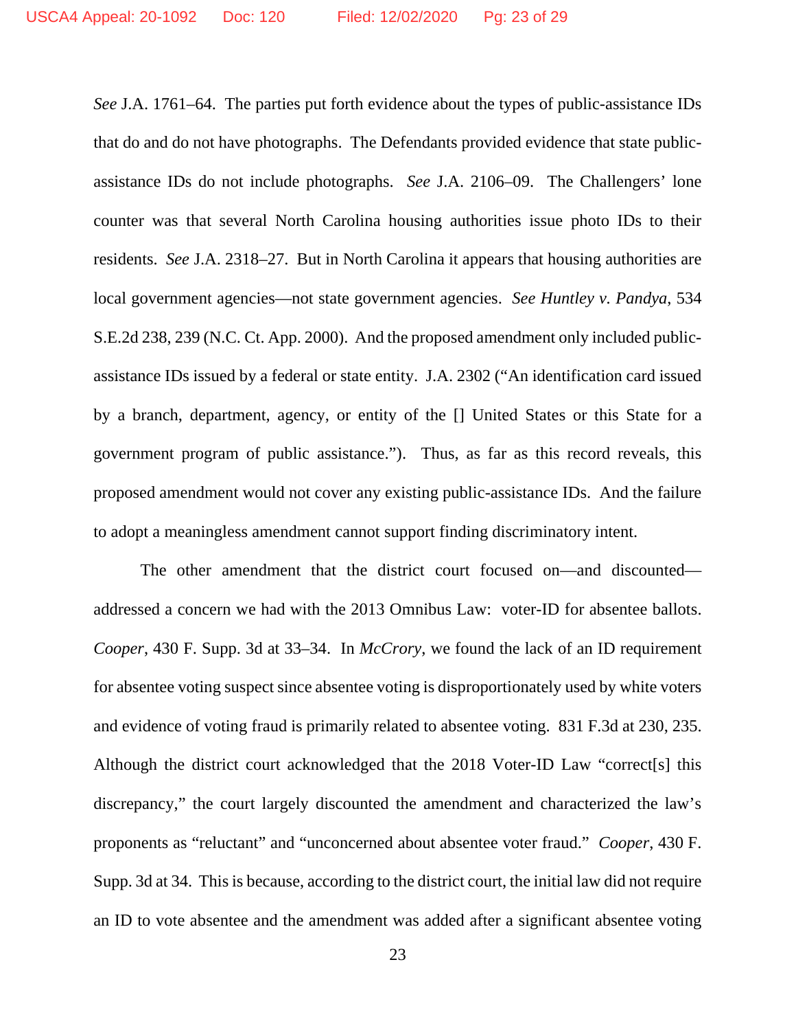*See* J.A. 1761–64. The parties put forth evidence about the types of public-assistance IDs that do and do not have photographs. The Defendants provided evidence that state public-assistance IDs do not include photographs. *See* J.A. 2106–09. The Challengers' lone counter was that several North Carolina housing authorities issue photo IDs to their residents. *See* J.A. 2318–27. But in North Carolina it appears that housing authorities are local government agencies—not state government agencies. *See Huntley v. Pandya*, 534 S.E.2d 238, 239 (N.C. Ct. App. 2000). And the proposed amendment only included public-assistance IDs issued by a federal or state entity. J.A. 2302 ("An identification card issued by a branch, department, agency, or entity of the [] United States or this State for a government program of public assistance."). Thus, as far as this record reveals, this proposed amendment would not cover any existing public-assistance IDs. And the failure to adopt a meaningless amendment cannot support finding discriminatory intent.

The other amendment that the district court focused on—and discounted—addressed a concern we had with the 2013 Omnibus Law: voter-ID for absentee ballots. *Cooper*, 430 F. Supp. 3d at 33–34. In *McCrory*, we found the lack of an ID requirement for absentee voting suspect since absentee voting is disproportionately used by white voters and evidence of voting fraud is primarily related to absentee voting. 831 F.3d at 230, 235. Although the district court acknowledged that the 2018 Voter-ID Law "correct[s] this discrepancy," the court largely discounted the amendment and characterized the law's proponents as "reluctant" and "unconcerned about absentee voter fraud." *Cooper*, 430 F. Supp. 3d at 34. This is because, according to the district court, the initial law did not require an ID to vote absentee and the amendment was added after a significant absentee voting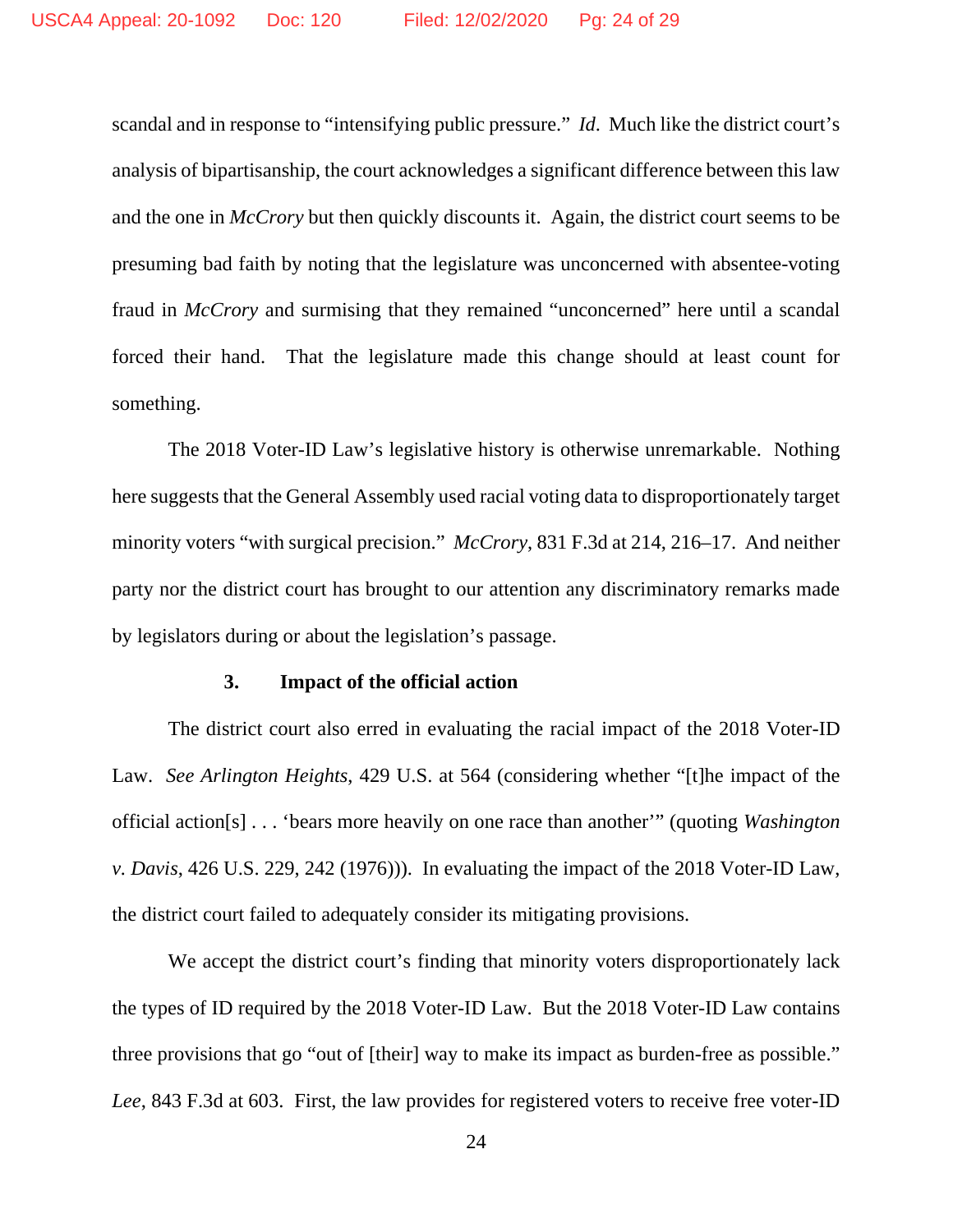scandal and in response to "intensifying public pressure." *Id*. Much like the district court's analysis of bipartisanship, the court acknowledges a significant difference between this law and the one in *McCrory* but then quickly discounts it. Again, the district court seems to be presuming bad faith by noting that the legislature was unconcerned with absentee-voting fraud in *McCrory* and surmising that they remained "unconcerned" here until a scandal forced their hand. That the legislature made this change should at least count for something.

The 2018 Voter-ID Law's legislative history is otherwise unremarkable. Nothing here suggests that the General Assembly used racial voting data to disproportionately target minority voters "with surgical precision." *McCrory*, 831 F.3d at 214, 216–17. And neither party nor the district court has brought to our attention any discriminatory remarks made by legislators during or about the legislation's passage.

### 3. Impact of the official action

The district court also erred in evaluating the racial impact of the 2018 Voter-ID Law. *See Arlington Heights*, 429 U.S. at 564 (considering whether "[t]he impact of the official action[s] . . . 'bears more heavily on one race than another'" (quoting *Washington v. Davis*, 426 U.S. 229, 242 (1976))). In evaluating the impact of the 2018 Voter-ID Law, the district court failed to adequately consider its mitigating provisions.

We accept the district court's finding that minority voters disproportionately lack the types of ID required by the 2018 Voter-ID Law. But the 2018 Voter-ID Law contains three provisions that go "out of [their] way to make its impact as burden-free as possible." *Lee*, 843 F.3d at 603. First, the law provides for registered voters to receive free voter-ID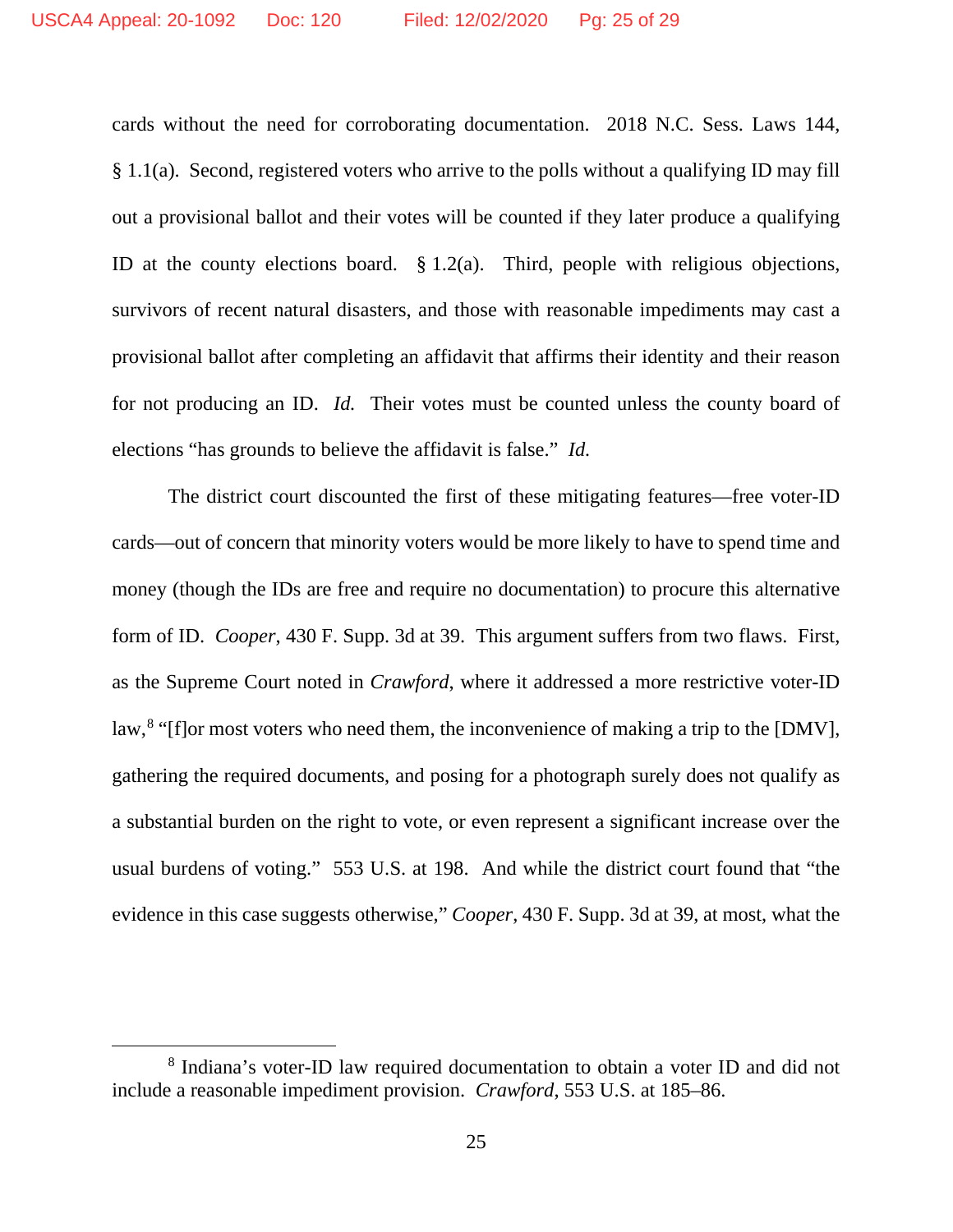cards without the need for corroborating documentation. 2018 N.C. Sess. Laws 144, § 1.1(a). Second, registered voters who arrive to the polls without a qualifying ID may fill out a provisional ballot and their votes will be counted if they later produce a qualifying ID at the county elections board. § 1.2(a). Third, people with religious objections, survivors of recent natural disasters, and those with reasonable impediments may cast a provisional ballot after completing an affidavit that affirms their identity and their reason for not producing an ID. *Id.* Their votes must be counted unless the county board of elections "has grounds to believe the affidavit is false." *Id.*

The district court discounted the first of these mitigating features—free voter-ID cards—out of concern that minority voters would be more likely to have to spend time and money (though the IDs are free and require no documentation) to procure this alternative form of ID. *Cooper*, 430 F. Supp. 3d at 39. This argument suffers from two flaws. First, as the Supreme Court noted in *Crawford*, where it addressed a more restrictive voter-ID law,[8] "[f]or most voters who need them, the inconvenience of making a trip to the [DMV], gathering the required documents, and posing for a photograph surely does not qualify as a substantial burden on the right to vote, or even represent a significant increase over the usual burdens of voting." 553 U.S. at 198. And while the district court found that "the evidence in this case suggests otherwise," *Cooper*, 430 F. Supp. 3d at 39, at most, what the

[8] Indiana's voter-ID law required documentation to obtain a voter ID and did not include a reasonable impediment provision. *Crawford*, 553 U.S. at 185–86.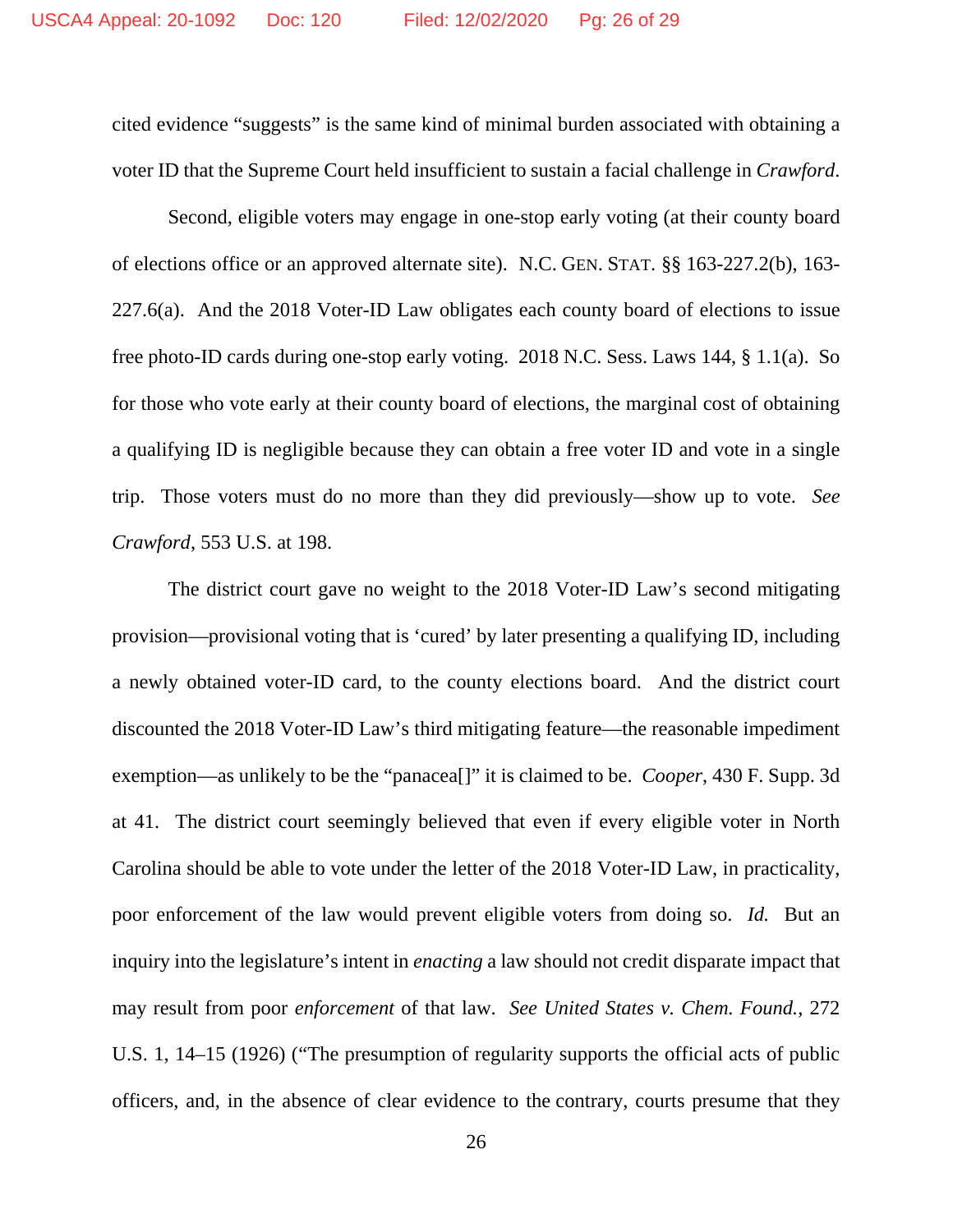cited evidence "suggests" is the same kind of minimal burden associated with obtaining a voter ID that the Supreme Court held insufficient to sustain a facial challenge in *Crawford*.

Second, eligible voters may engage in one-stop early voting (at their county board of elections office or an approved alternate site). N.C. GEN. STAT. §§ 163-227.2(b), 163-227.6(a). And the 2018 Voter-ID Law obligates each county board of elections to issue free photo-ID cards during one-stop early voting. 2018 N.C. Sess. Laws 144, § 1.1(a). So for those who vote early at their county board of elections, the marginal cost of obtaining a qualifying ID is negligible because they can obtain a free voter ID and vote in a single trip. Those voters must do no more than they did previously—show up to vote. *See Crawford*, 553 U.S. at 198.

The district court gave no weight to the 2018 Voter-ID Law's second mitigating provision—provisional voting that is 'cured' by later presenting a qualifying ID, including a newly obtained voter-ID card, to the county elections board. And the district court discounted the 2018 Voter-ID Law's third mitigating feature—the reasonable impediment exemption—as unlikely to be the "panacea[]" it is claimed to be. *Cooper*, 430 F. Supp. 3d at 41. The district court seemingly believed that even if every eligible voter in North Carolina should be able to vote under the letter of the 2018 Voter-ID Law, in practicality, poor enforcement of the law would prevent eligible voters from doing so. *Id.* But an inquiry into the legislature's intent in *enacting* a law should not credit disparate impact that may result from poor *enforcement* of that law. *See United States v. Chem. Found.*, 272 U.S. 1, 14–15 (1926) ("The presumption of regularity supports the official acts of public officers, and, in the absence of clear evidence to the contrary, courts presume that they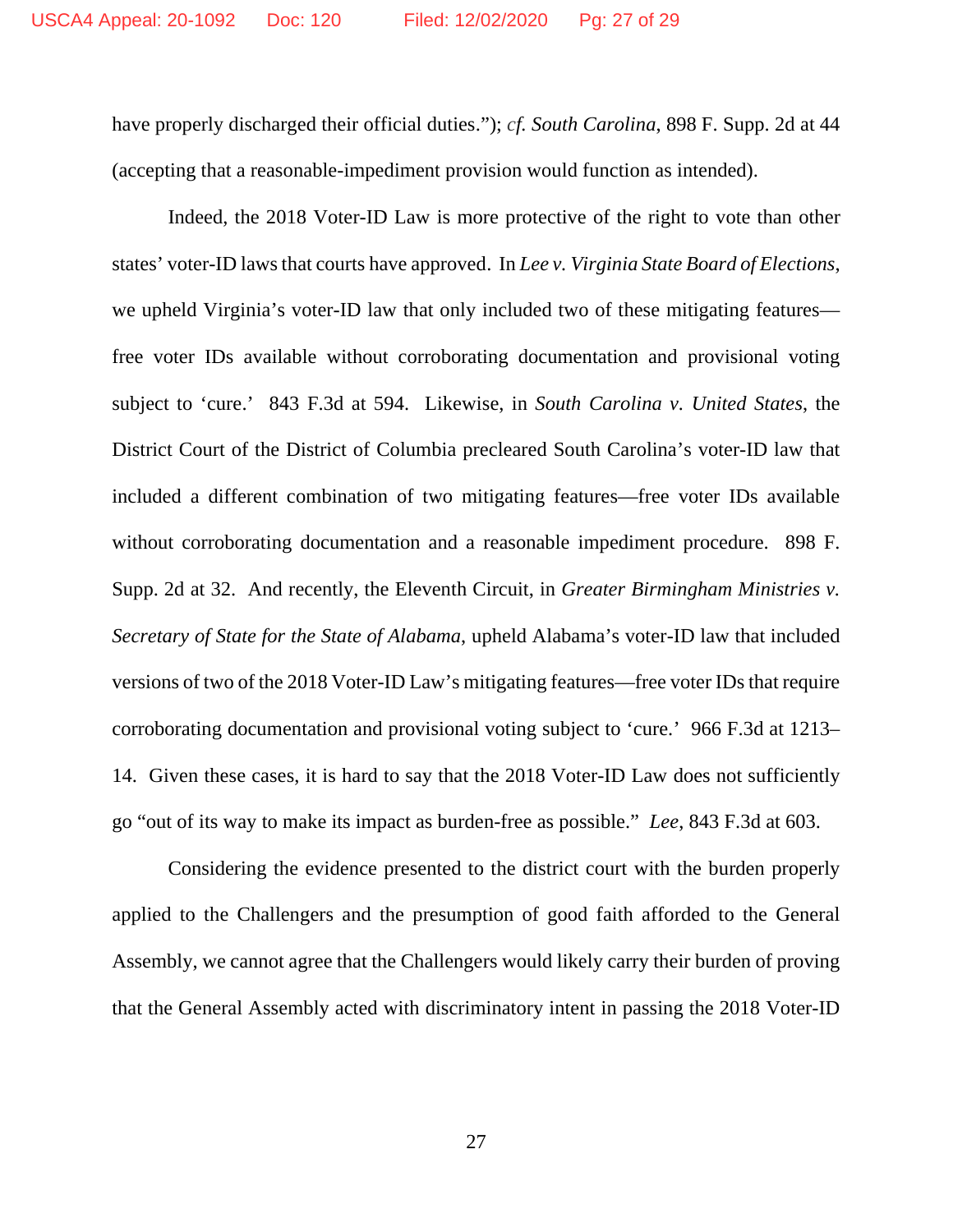have properly discharged their official duties."); *cf. South Carolina*, 898 F. Supp. 2d at 44 (accepting that a reasonable-impediment provision would function as intended).

Indeed, the 2018 Voter-ID Law is more protective of the right to vote than other states' voter-ID laws that courts have approved. In *Lee v. Virginia State Board of Elections*, we upheld Virginia's voter-ID law that only included two of these mitigating features—free voter IDs available without corroborating documentation and provisional voting subject to 'cure.' 843 F.3d at 594. Likewise, in *South Carolina v. United States*, the District Court of the District of Columbia precleared South Carolina's voter-ID law that included a different combination of two mitigating features—free voter IDs available without corroborating documentation and a reasonable impediment procedure. 898 F. Supp. 2d at 32. And recently, the Eleventh Circuit, in *Greater Birmingham Ministries v. Secretary of State for the State of Alabama*, upheld Alabama's voter-ID law that included versions of two of the 2018 Voter-ID Law's mitigating features—free voter IDs that require corroborating documentation and provisional voting subject to 'cure.' 966 F.3d at 1213–14. Given these cases, it is hard to say that the 2018 Voter-ID Law does not sufficiently go "out of its way to make its impact as burden-free as possible." *Lee*, 843 F.3d at 603.

Considering the evidence presented to the district court with the burden properly applied to the Challengers and the presumption of good faith afforded to the General Assembly, we cannot agree that the Challengers would likely carry their burden of proving that the General Assembly acted with discriminatory intent in passing the 2018 Voter-ID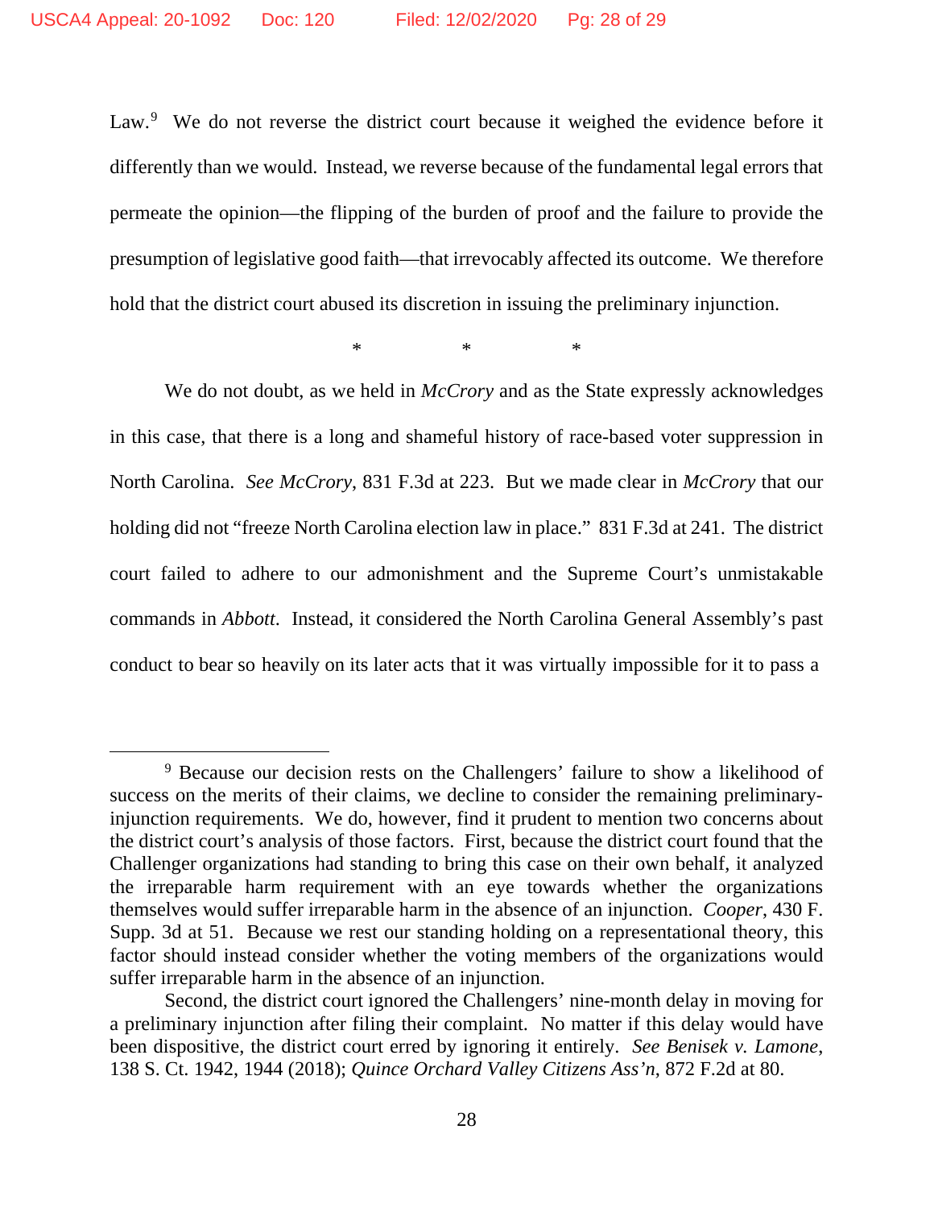Law.[9] We do not reverse the district court because it weighed the evidence before it differently than we would. Instead, we reverse because of the fundamental legal errors that permeate the opinion—the flipping of the burden of proof and the failure to provide the presumption of legislative good faith—that irrevocably affected its outcome. We therefore hold that the district court abused its discretion in issuing the preliminary injunction.

\* \* \*

We do not doubt, as we held in *McCrory* and as the State expressly acknowledges in this case, that there is a long and shameful history of race-based voter suppression in North Carolina. *See McCrory*, 831 F.3d at 223. But we made clear in *McCrory* that our holding did not "freeze North Carolina election law in place." 831 F.3d at 241. The district court failed to adhere to our admonishment and the Supreme Court's unmistakable commands in *Abbott*. Instead, it considered the North Carolina General Assembly's past conduct to bear so heavily on its later acts that it was virtually impossible for it to pass a

---

[9] Because our decision rests on the Challengers' failure to show a likelihood of success on the merits of their claims, we decline to consider the remaining preliminary-injunction requirements. We do, however, find it prudent to mention two concerns about the district court's analysis of those factors. First, because the district court found that the Challenger organizations had standing to bring this case on their own behalf, it analyzed the irreparable harm requirement with an eye towards whether the organizations themselves would suffer irreparable harm in the absence of an injunction. *Cooper*, 430 F. Supp. 3d at 51. Because we rest our standing holding on a representational theory, this factor should instead consider whether the voting members of the organizations would suffer irreparable harm in the absence of an injunction.

Second, the district court ignored the Challengers' nine-month delay in moving for a preliminary injunction after filing their complaint. No matter if this delay would have been dispositive, the district court erred by ignoring it entirely. *See Benisek v. Lamone*, 138 S. Ct. 1942, 1944 (2018); *Quince Orchard Valley Citizens Ass'n*, 872 F.2d at 80.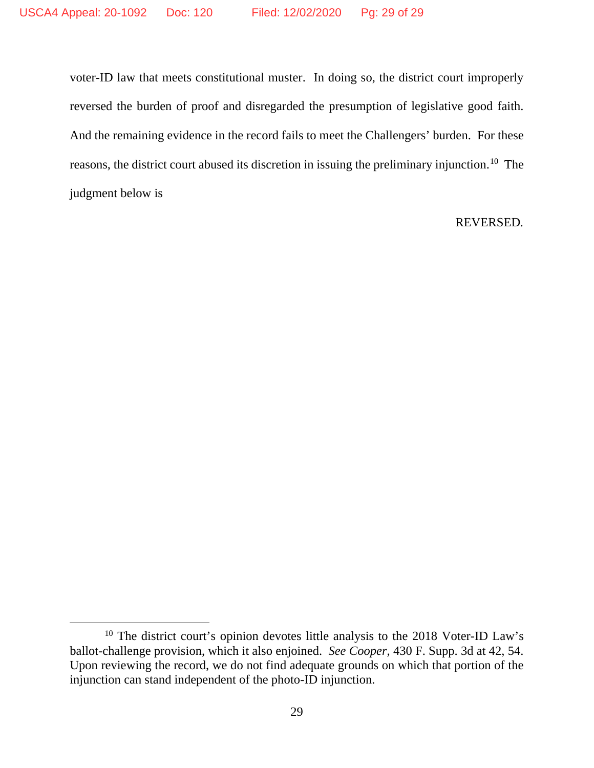voter-ID law that meets constitutional muster. In doing so, the district court improperly reversed the burden of proof and disregarded the presumption of legislative good faith. And the remaining evidence in the record fails to meet the Challengers' burden. For these reasons, the district court abused its discretion in issuing the preliminary injunction.[10] The judgment below is

REVERSED.

[10] The district court's opinion devotes little analysis to the 2018 Voter-ID Law's ballot-challenge provision, which it also enjoined. *See Cooper*, 430 F. Supp. 3d at 42, 54. Upon reviewing the record, we do not find adequate grounds on which that portion of the injunction can stand independent of the photo-ID injunction.